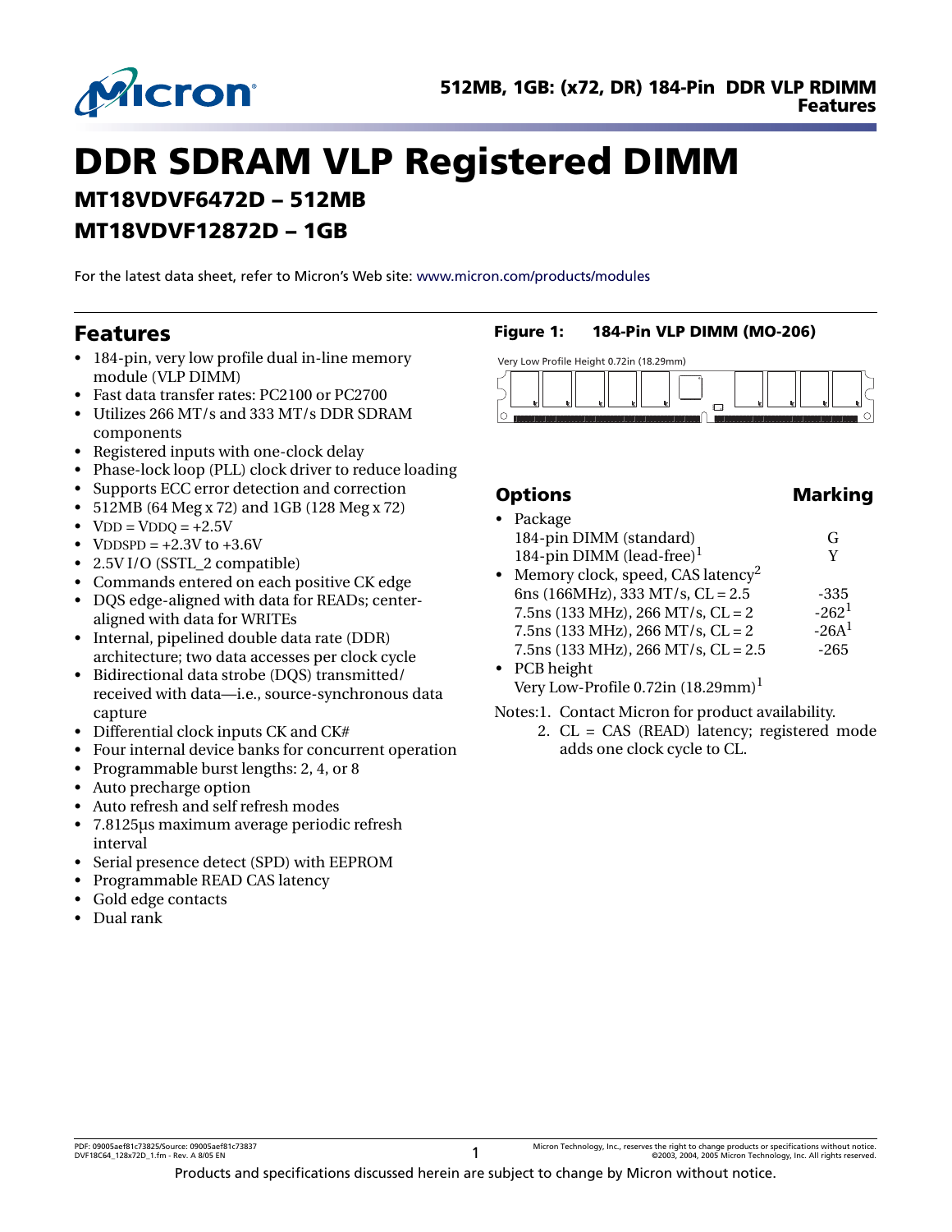# DDR SDRAM VLP Registered DIMM

## MT18VDVF6472D – 512MB

## MT18VDVF12872D – 1GB

For the latest data sheet, refer to Micron's Web site: www.micron.com/products/modules

## Features

- 184-pin, very low profile dual in-line memory module (VLP DIMM)
- Fast data transfer rates: PC2100 or PC2700
- Utilizes 266 MT/s and 333 MT/s DDR SDRAM components
- Registered inputs with one-clock delay
- Phase-lock loop (PLL) clock driver to reduce loading
- Supports ECC error detection and correction
- 512MB (64 Meg x 72) and 1GB (128 Meg x 72)
- $V_{DD} = V_{DDQ} = +2.5V$
- $V_{DDSPD} = +2.3V$ to $+3.6V$
- 2.5V I/O (SSTL_2 compatible)
- Commands entered on each positive CK edge
- DQS edge-aligned with data for READs; center-aligned with data for WRITEs
- Internal, pipelined double data rate (DDR) architecture; two data accesses per clock cycle
- Bidirectional data strobe (DQS) transmitted/ received with data—i.e., source-synchronous data capture
- Differential clock inputs CK and CK#
- Four internal device banks for concurrent operation
- Programmable burst lengths: 2, 4, or 8
- Auto precharge option
- Auto refresh and self refresh modes
- 7.8125µs maximum average periodic refresh interval
- Serial presence detect (SPD) with EEPROM
- Programmable READ CAS latency
- Gold edge contacts
- Dual rank

**Figure 1: 184-Pin VLP DIMM (MO-206)**

Very Low Profile Height 0.72in (18.29mm)

## Options

| Options | Marking |
|---|---|
| • Package | |
| 184-pin DIMM (standard) | G |
| 184-pin DIMM (lead-free)[1] | Y |
| • Memory clock, speed, CAS latency[2] | |
| 6ns (166MHz), 333 MT/s, CL = 2.5 | -335 |
| 7.5ns (133 MHz), 266 MT/s, CL = 2 | -262[1] |
| 7.5ns (133 MHz), 266 MT/s, CL = 2 | -26A[1] |
| 7.5ns (133 MHz), 266 MT/s, CL = 2.5 | -265 |
| • PCB height | |
| Very Low-Profile 0.72in (18.29mm)[1] | |

Notes: 1. Contact Micron for product availability.
2. CL = CAS (READ) latency; registered mode adds one clock cycle to CL.

Products and specifications discussed herein are subject to change by Micron without notice.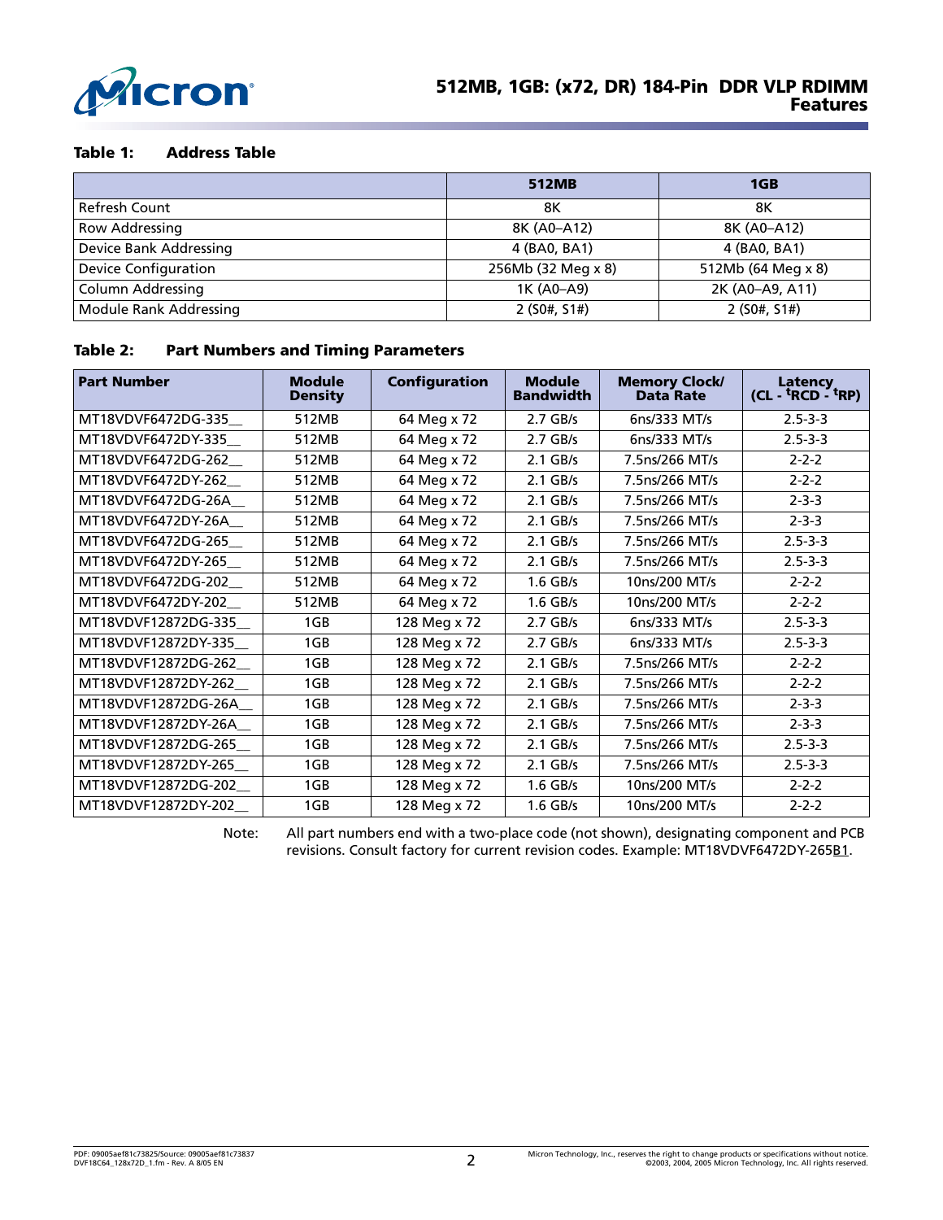**Table 1: Address Table**

| | 512MB | 1GB |
|---|---|---|
| Refresh Count | 8K | 8K |
| Row Addressing | 8K (A0–A12) | 8K (A0–A12) |
| Device Bank Addressing | 4 (BA0, BA1) | 4 (BA0, BA1) |
| Device Configuration | 256Mb (32 Meg x 8) | 512Mb (64 Meg x 8) |
| Column Addressing | 1K (A0–A9) | 2K (A0–A9, A11) |
| Module Rank Addressing | 2 (S0#, S1#) | 2 (S0#, S1#) |

**Table 2: Part Numbers and Timing Parameters**

| Part Number | Module Density | Configuration | Module Bandwidth | Memory Clock/ Data Rate | Latency (CL - $^t$RCD - $^t$RP) |
|---|---|---|---|---|---|
| MT18VDVF6472DG-335__ | 512MB | 64 Meg x 72 | 2.7 GB/s | 6ns/333 MT/s | 2.5-3-3 |
| MT18VDVF6472DY-335__ | 512MB | 64 Meg x 72 | 2.7 GB/s | 6ns/333 MT/s | 2.5-3-3 |
| MT18VDVF6472DG-262__ | 512MB | 64 Meg x 72 | 2.1 GB/s | 7.5ns/266 MT/s | 2-2-2 |
| MT18VDVF6472DY-262__ | 512MB | 64 Meg x 72 | 2.1 GB/s | 7.5ns/266 MT/s | 2-2-2 |
| MT18VDVF6472DG-26A__ | 512MB | 64 Meg x 72 | 2.1 GB/s | 7.5ns/266 MT/s | 2-3-3 |
| MT18VDVF6472DY-26A__ | 512MB | 64 Meg x 72 | 2.1 GB/s | 7.5ns/266 MT/s | 2-3-3 |
| MT18VDVF6472DG-265__ | 512MB | 64 Meg x 72 | 2.1 GB/s | 7.5ns/266 MT/s | 2.5-3-3 |
| MT18VDVF6472DY-265__ | 512MB | 64 Meg x 72 | 2.1 GB/s | 7.5ns/266 MT/s | 2.5-3-3 |
| MT18VDVF6472DG-202__ | 512MB | 64 Meg x 72 | 1.6 GB/s | 10ns/200 MT/s | 2-2-2 |
| MT18VDVF6472DY-202__ | 512MB | 64 Meg x 72 | 1.6 GB/s | 10ns/200 MT/s | 2-2-2 |
| MT18VDVF12872DG-335__ | 1GB | 128 Meg x 72 | 2.7 GB/s | 6ns/333 MT/s | 2.5-3-3 |
| MT18VDVF12872DY-335__ | 1GB | 128 Meg x 72 | 2.7 GB/s | 6ns/333 MT/s | 2.5-3-3 |
| MT18VDVF12872DG-262__ | 1GB | 128 Meg x 72 | 2.1 GB/s | 7.5ns/266 MT/s | 2-2-2 |
| MT18VDVF12872DY-262__ | 1GB | 128 Meg x 72 | 2.1 GB/s | 7.5ns/266 MT/s | 2-2-2 |
| MT18VDVF12872DG-26A__ | 1GB | 128 Meg x 72 | 2.1 GB/s | 7.5ns/266 MT/s | 2-3-3 |
| MT18VDVF12872DY-26A__ | 1GB | 128 Meg x 72 | 2.1 GB/s | 7.5ns/266 MT/s | 2-3-3 |
| MT18VDVF12872DG-265__ | 1GB | 128 Meg x 72 | 2.1 GB/s | 7.5ns/266 MT/s | 2.5-3-3 |
| MT18VDVF12872DY-265__ | 1GB | 128 Meg x 72 | 2.1 GB/s | 7.5ns/266 MT/s | 2.5-3-3 |
| MT18VDVF12872DG-202__ | 1GB | 128 Meg x 72 | 1.6 GB/s | 10ns/200 MT/s | 2-2-2 |
| MT18VDVF12872DY-202__ | 1GB | 128 Meg x 72 | 1.6 GB/s | 10ns/200 MT/s | 2-2-2 |

Note: All part numbers end with a two-place code (not shown), designating component and PCB revisions. Consult factory for current revision codes. Example: MT18VDVF6472DY-265B1.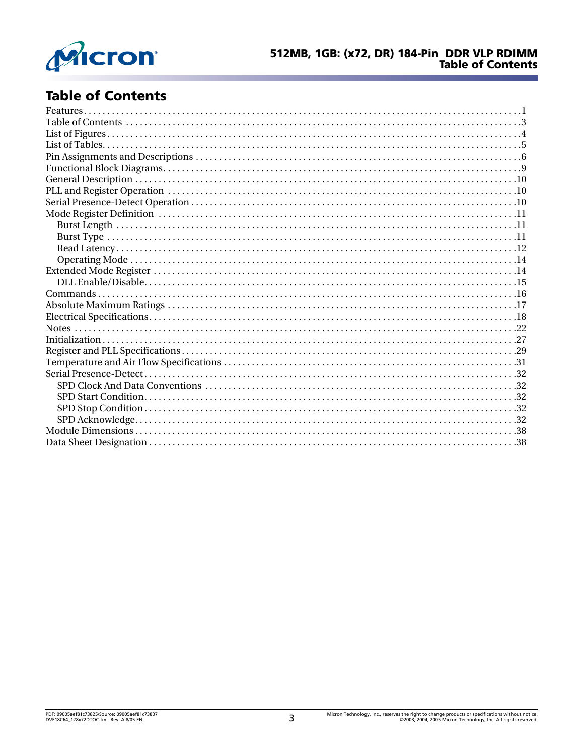# Table of Contents

Features . . . . . . . . . . . . . . . . . . . . . . . . . . . . . . . . . . . . . . . . . . . . . . . . . . . . . . . . . . . . . . . . . . . . . . . . . . . . . . . . . . . . . .1
Table of Contents . . . . . . . . . . . . . . . . . . . . . . . . . . . . . . . . . . . . . . . . . . . . . . . . . . . . . . . . . . . . . . . . . . . . . . . . . . . . . . . . . . .3
List of Figures . . . . . . . . . . . . . . . . . . . . . . . . . . . . . . . . . . . . . . . . . . . . . . . . . . . . . . . . . . . . . . . . . . . . . . . . . . . . . . . . . . . . . .4
List of Tables. . . . . . . . . . . . . . . . . . . . . . . . . . . . . . . . . . . . . . . . . . . . . . . . . . . . . . . . . . . . . . . . . . . . . . . . . . . . . . . . . . . . . . .5
Pin Assignments and Descriptions . . . . . . . . . . . . . . . . . . . . . . . . . . . . . . . . . . . . . . . . . . . . . . . . . . . . . . . . . . . . . . . . . . . .6
Functional Block Diagrams. . . . . . . . . . . . . . . . . . . . . . . . . . . . . . . . . . . . . . . . . . . . . . . . . . . . . . . . . . . . . . . . . . . . . . . . . . .9
General Description . . . . . . . . . . . . . . . . . . . . . . . . . . . . . . . . . . . . . . . . . . . . . . . . . . . . . . . . . . . . . . . . . . . . . . . . . . . . . . . .10
PLL and Register Operation . . . . . . . . . . . . . . . . . . . . . . . . . . . . . . . . . . . . . . . . . . . . . . . . . . . . . . . . . . . . . . . . . . . . . . . . .10
Serial Presence-Detect Operation . . . . . . . . . . . . . . . . . . . . . . . . . . . . . . . . . . . . . . . . . . . . . . . . . . . . . . . . . . . . . . . . . . . .10
Mode Register Definition . . . . . . . . . . . . . . . . . . . . . . . . . . . . . . . . . . . . . . . . . . . . . . . . . . . . . . . . . . . . . . . . . . . . . . . . . . .11
  Burst Length . . . . . . . . . . . . . . . . . . . . . . . . . . . . . . . . . . . . . . . . . . . . . . . . . . . . . . . . . . . . . . . . . . . . . . . . . . . . . . . . . .11
  Burst Type . . . . . . . . . . . . . . . . . . . . . . . . . . . . . . . . . . . . . . . . . . . . . . . . . . . . . . . . . . . . . . . . . . . . . . . . . . . . . . . . . . . .11
  Read Latency . . . . . . . . . . . . . . . . . . . . . . . . . . . . . . . . . . . . . . . . . . . . . . . . . . . . . . . . . . . . . . . . . . . . . . . . . . . . . . . . . .12
  Operating Mode . . . . . . . . . . . . . . . . . . . . . . . . . . . . . . . . . . . . . . . . . . . . . . . . . . . . . . . . . . . . . . . . . . . . . . . . . . . . . . .14
Extended Mode Register . . . . . . . . . . . . . . . . . . . . . . . . . . . . . . . . . . . . . . . . . . . . . . . . . . . . . . . . . . . . . . . . . . . . . . . . . . .14
  DLL Enable/Disable. . . . . . . . . . . . . . . . . . . . . . . . . . . . . . . . . . . . . . . . . . . . . . . . . . . . . . . . . . . . . . . . . . . . . . . . . . . . .15
Commands . . . . . . . . . . . . . . . . . . . . . . . . . . . . . . . . . . . . . . . . . . . . . . . . . . . . . . . . . . . . . . . . . . . . . . . . . . . . . . . . . . . . . .16
Absolute Maximum Ratings . . . . . . . . . . . . . . . . . . . . . . . . . . . . . . . . . . . . . . . . . . . . . . . . . . . . . . . . . . . . . . . . . . . . . . . .17
Electrical Specifications. . . . . . . . . . . . . . . . . . . . . . . . . . . . . . . . . . . . . . . . . . . . . . . . . . . . . . . . . . . . . . . . . . . . . . . . . . . .18
Notes . . . . . . . . . . . . . . . . . . . . . . . . . . . . . . . . . . . . . . . . . . . . . . . . . . . . . . . . . . . . . . . . . . . . . . . . . . . . . . . . . . . . . . . . . .22
Initialization . . . . . . . . . . . . . . . . . . . . . . . . . . . . . . . . . . . . . . . . . . . . . . . . . . . . . . . . . . . . . . . . . . . . . . . . . . . . . . . . . . . . .27
Register and PLL Specifications . . . . . . . . . . . . . . . . . . . . . . . . . . . . . . . . . . . . . . . . . . . . . . . . . . . . . . . . . . . . . . . . . . . . .29
Temperature and Air Flow Specifications . . . . . . . . . . . . . . . . . . . . . . . . . . . . . . . . . . . . . . . . . . . . . . . . . . . . . . . . . . . . .31
Serial Presence-Detect . . . . . . . . . . . . . . . . . . . . . . . . . . . . . . . . . . . . . . . . . . . . . . . . . . . . . . . . . . . . . . . . . . . . . . . . . . . . .32
  SPD Clock And Data Conventions . . . . . . . . . . . . . . . . . . . . . . . . . . . . . . . . . . . . . . . . . . . . . . . . . . . . . . . . . . . . . . . . .32
  SPD Start Condition. . . . . . . . . . . . . . . . . . . . . . . . . . . . . . . . . . . . . . . . . . . . . . . . . . . . . . . . . . . . . . . . . . . . . . . . . . . . .32
  SPD Stop Condition . . . . . . . . . . . . . . . . . . . . . . . . . . . . . . . . . . . . . . . . . . . . . . . . . . . . . . . . . . . . . . . . . . . . . . . . . . . . .32
  SPD Acknowledge. . . . . . . . . . . . . . . . . . . . . . . . . . . . . . . . . . . . . . . . . . . . . . . . . . . . . . . . . . . . . . . . . . . . . . . . . . . . . . .32
Module Dimensions . . . . . . . . . . . . . . . . . . . . . . . . . . . . . . . . . . . . . . . . . . . . . . . . . . . . . . . . . . . . . . . . . . . . . . . . . . . . . . .38
Data Sheet Designation . . . . . . . . . . . . . . . . . . . . . . . . . . . . . . . . . . . . . . . . . . . . . . . . . . . . . . . . . . . . . . . . . . . . . . . . . . . .38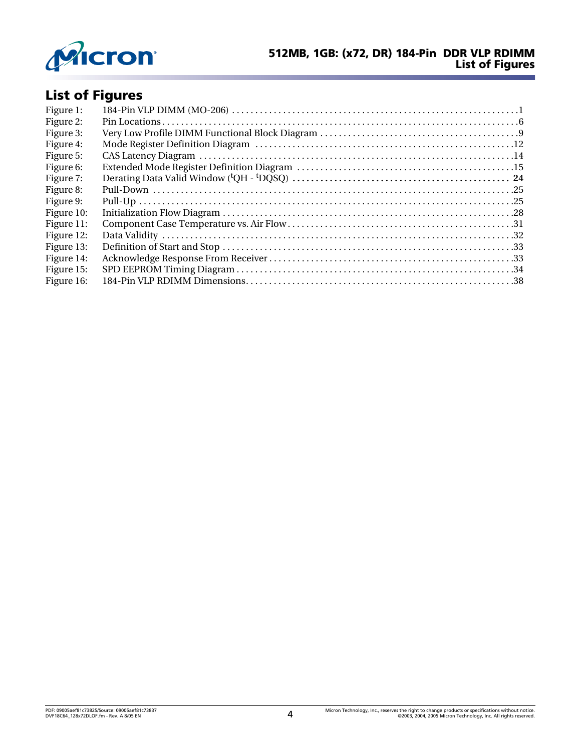## List of Figures

| | | |
|---|---|---|
| Figure 1: | 184-Pin VLP DIMM (MO-206) | 1 |
| Figure 2: | Pin Locations | 6 |
| Figure 3: | Very Low Profile DIMM Functional Block Diagram | 9 |
| Figure 4: | Mode Register Definition Diagram | 12 |
| Figure 5: | CAS Latency Diagram | 14 |
| Figure 6: | Extended Mode Register Definition Diagram | 15 |
| Figure 7: | Derating Data Valid Window ($^tQH$ - $^tDQSQ$) | 24 |
| Figure 8: | Pull-Down | 25 |
| Figure 9: | Pull-Up | 25 |
| Figure 10: | Initialization Flow Diagram | 28 |
| Figure 11: | Component Case Temperature vs. Air Flow | 31 |
| Figure 12: | Data Validity | 32 |
| Figure 13: | Definition of Start and Stop | 33 |
| Figure 14: | Acknowledge Response From Receiver | 33 |
| Figure 15: | SPD EEPROM Timing Diagram | 34 |
| Figure 16: | 184-Pin VLP RDIMM Dimensions | 38 |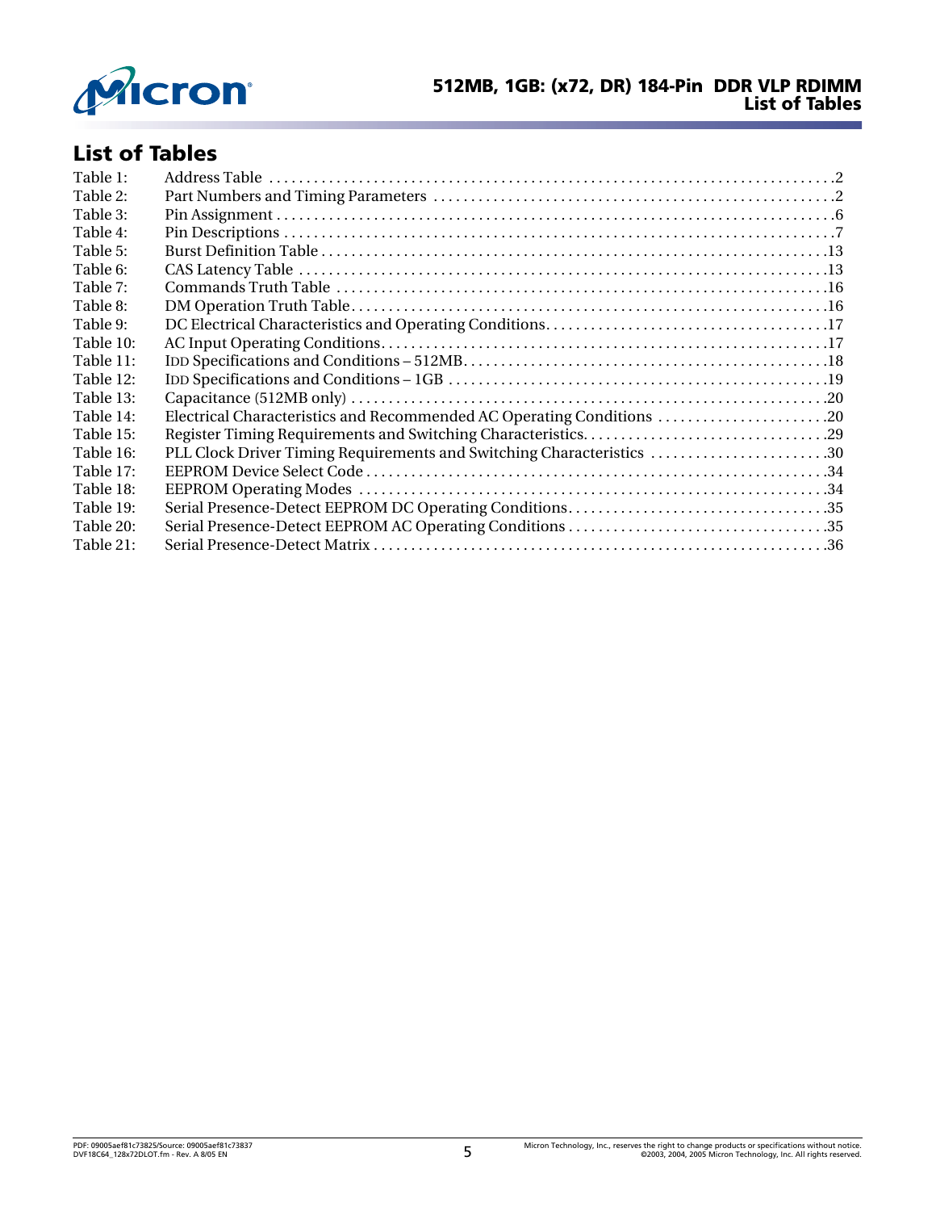## List of Tables

| | | |
|---|---|---|
| Table 1: | Address Table | 2 |
| Table 2: | Part Numbers and Timing Parameters | 2 |
| Table 3: | Pin Assignment | 6 |
| Table 4: | Pin Descriptions | 7 |
| Table 5: | Burst Definition Table | 13 |
| Table 6: | CAS Latency Table | 13 |
| Table 7: | Commands Truth Table | 16 |
| Table 8: | DM Operation Truth Table | 16 |
| Table 9: | DC Electrical Characteristics and Operating Conditions | 17 |
| Table 10: | AC Input Operating Conditions | 17 |
| Table 11: | IDD Specifications and Conditions – 512MB | 18 |
| Table 12: | IDD Specifications and Conditions – 1GB | 19 |
| Table 13: | Capacitance (512MB only) | 20 |
| Table 14: | Electrical Characteristics and Recommended AC Operating Conditions | 20 |
| Table 15: | Register Timing Requirements and Switching Characteristics | 29 |
| Table 16: | PLL Clock Driver Timing Requirements and Switching Characteristics | 30 |
| Table 17: | EEPROM Device Select Code | 34 |
| Table 18: | EEPROM Operating Modes | 34 |
| Table 19: | Serial Presence-Detect EEPROM DC Operating Conditions | 35 |
| Table 20: | Serial Presence-Detect EEPROM AC Operating Conditions | 35 |
| Table 21: | Serial Presence-Detect Matrix | 36 |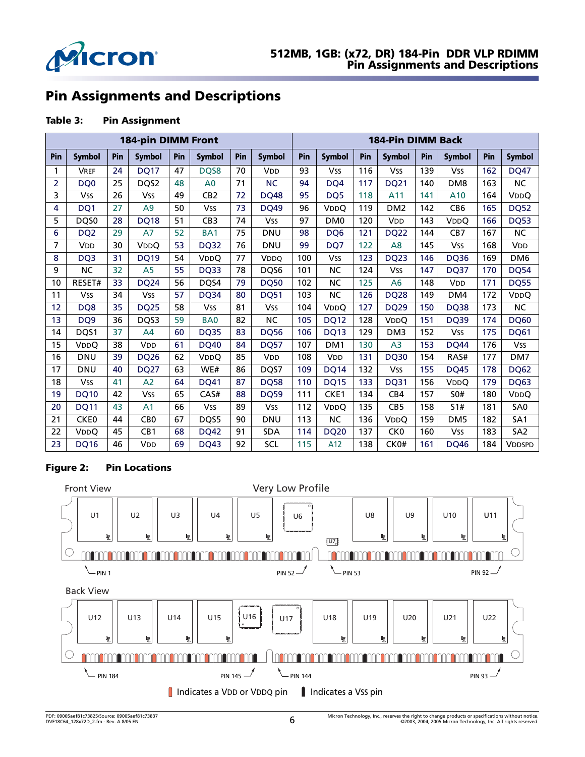# Pin Assignments and Descriptions

**Table 3: Pin Assignment**

| 184-pin DIMM Front | | | | | | | | 184-Pin DIMM Back | | | | | | | |
|---|---|---|---|---|---|---|---|---|---|---|---|---|---|---|---|
| Pin | Symbol | Pin | Symbol | Pin | Symbol | Pin | Symbol | Pin | Symbol | Pin | Symbol | Pin | Symbol | Pin | Symbol |
| 1 | VREF | 24 | DQ17 | 47 | DQS8 | 70 | VDD | 93 | VSS | 116 | VSS | 139 | VSS | 162 | DQ47 |
| 2 | DQ0 | 25 | DQS2 | 48 | A0 | 71 | NC | 94 | DQ4 | 117 | DQ21 | 140 | DM8 | 163 | NC |
| 3 | VSS | 26 | VSS | 49 | CB2 | 72 | DQ48 | 95 | DQ5 | 118 | A11 | 141 | A10 | 164 | VDDQ |
| 4 | DQ1 | 27 | A9 | 50 | VSS | 73 | DQ49 | 96 | VDDQ | 119 | DM2 | 142 | CB6 | 165 | DQ52 |
| 5 | DQS0 | 28 | DQ18 | 51 | CB3 | 74 | VSS | 97 | DM0 | 120 | VDD | 143 | VDDQ | 166 | DQ53 |
| 6 | DQ2 | 29 | A7 | 52 | BA1 | 75 | DNU | 98 | DQ6 | 121 | DQ22 | 144 | CB7 | 167 | NC |
| 7 | VDD | 30 | VDDQ | 53 | DQ32 | 76 | DNU | 99 | DQ7 | 122 | A8 | 145 | VSS | 168 | VDD |
| 8 | DQ3 | 31 | DQ19 | 54 | VDDQ | 77 | VDDQ | 100 | VSS | 123 | DQ23 | 146 | DQ36 | 169 | DM6 |
| 9 | NC | 32 | A5 | 55 | DQ33 | 78 | DQS6 | 101 | NC | 124 | VSS | 147 | DQ37 | 170 | DQ54 |
| 10 | RESET# | 33 | DQ24 | 56 | DQS4 | 79 | DQ50 | 102 | NC | 125 | A6 | 148 | VDD | 171 | DQ55 |
| 11 | VSS | 34 | VSS | 57 | DQ34 | 80 | DQ51 | 103 | NC | 126 | DQ28 | 149 | DM4 | 172 | VDDQ |
| 12 | DQ8 | 35 | DQ25 | 58 | VSS | 81 | VSS | 104 | VDDQ | 127 | DQ29 | 150 | DQ38 | 173 | NC |
| 13 | DQ9 | 36 | DQS3 | 59 | BA0 | 82 | NC | 105 | DQ12 | 128 | VDDQ | 151 | DQ39 | 174 | DQ60 |
| 14 | DQS1 | 37 | A4 | 60 | DQ35 | 83 | DQ56 | 106 | DQ13 | 129 | DM3 | 152 | VSS | 175 | DQ61 |
| 15 | VDDQ | 38 | VDD | 61 | DQ40 | 84 | DQ57 | 107 | DM1 | 130 | A3 | 153 | DQ44 | 176 | VSS |
| 16 | DNU | 39 | DQ26 | 62 | VDDQ | 85 | VDD | 108 | VDD | 131 | DQ30 | 154 | RAS# | 177 | DM7 |
| 17 | DNU | 40 | DQ27 | 63 | WE# | 86 | DQS7 | 109 | DQ14 | 132 | VSS | 155 | DQ45 | 178 | DQ62 |
| 18 | VSS | 41 | A2 | 64 | DQ41 | 87 | DQ58 | 110 | DQ15 | 133 | DQ31 | 156 | VDDQ | 179 | DQ63 |
| 19 | DQ10 | 42 | VSS | 65 | CAS# | 88 | DQ59 | 111 | CKE1 | 134 | CB4 | 157 | S0# | 180 | VDDQ |
| 20 | DQ11 | 43 | A1 | 66 | VSS | 89 | VSS | 112 | VDDQ | 135 | CB5 | 158 | S1# | 181 | SA0 |
| 21 | CKE0 | 44 | CB0 | 67 | DQS5 | 90 | DNU | 113 | NC | 136 | VDDQ | 159 | DM5 | 182 | SA1 |
| 22 | VDDQ | 45 | CB1 | 68 | DQ42 | 91 | SDA | 114 | DQ20 | 137 | CK0 | 160 | VSS | 183 | SA2 |
| 23 | DQ16 | 46 | VDD | 69 | DQ43 | 92 | SCL | 115 | A12 | 138 | CK0# | 161 | DQ46 | 184 | VDDSPD |

**Figure 2: Pin Locations**

Front View — Very Low Profile

U1 U2 U3 U4 U5 U6 U7 U8 U9 U10 U11

PIN 1 — PIN 52 — PIN 53 — PIN 92

Back View

U12 U13 U14 U15 U16 U17 U18 U19 U20 U21 U22

PIN 184 — PIN 145 — PIN 144 — PIN 93

Indicates a VDD or VDDQ pin — Indicates a VSS pin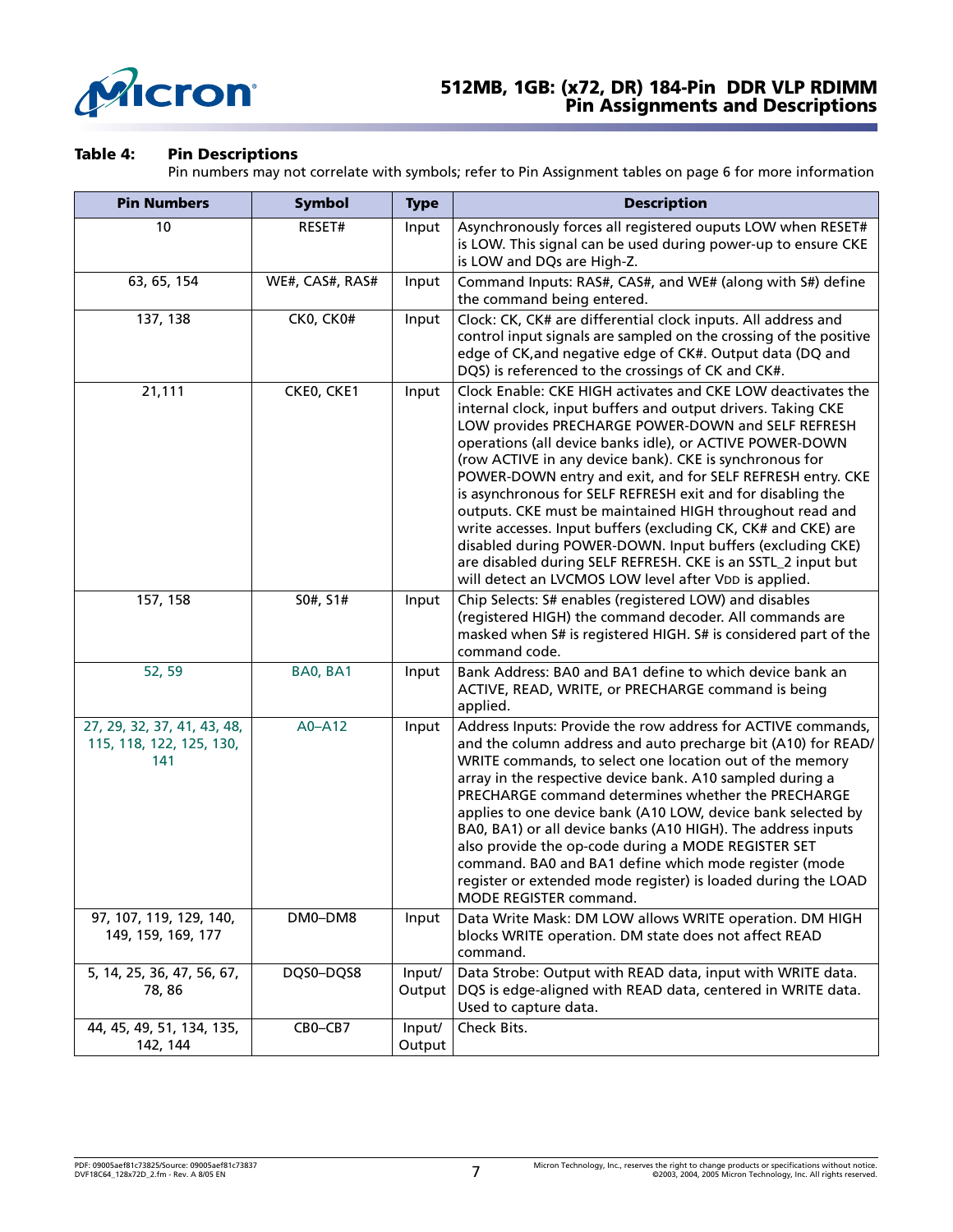**Table 4: Pin Descriptions**

Pin numbers may not correlate with symbols; refer to Pin Assignment tables on page 6 for more information

| Pin Numbers | Symbol | Type | Description |
|---|---|---|---|
| 10 | RESET# | Input | Asynchronously forces all registered ouputs LOW when RESET# is LOW. This signal can be used during power-up to ensure CKE is LOW and DQs are High-Z. |
| 63, 65, 154 | WE#, CAS#, RAS# | Input | Command Inputs: RAS#, CAS#, and WE# (along with S#) define the command being entered. |
| 137, 138 | CK0, CK0# | Input | Clock: CK, CK# are differential clock inputs. All address and control input signals are sampled on the crossing of the positive edge of CK,and negative edge of CK#. Output data (DQ and DQS) is referenced to the crossings of CK and CK#. |
| 21,111 | CKE0, CKE1 | Input | Clock Enable: CKE HIGH activates and CKE LOW deactivates the internal clock, input buffers and output drivers. Taking CKE LOW provides PRECHARGE POWER-DOWN and SELF REFRESH operations (all device banks idle), or ACTIVE POWER-DOWN (row ACTIVE in any device bank). CKE is synchronous for POWER-DOWN entry and exit, and for SELF REFRESH entry. CKE is asynchronous for SELF REFRESH exit and for disabling the outputs. CKE must be maintained HIGH throughout read and write accesses. Input buffers (excluding CK, CK# and CKE) are disabled during POWER-DOWN. Input buffers (excluding CKE) are disabled during SELF REFRESH. CKE is an SSTL_2 input but will detect an LVCMOS LOW level after $V_{DD}$ is applied. |
| 157, 158 | S0#, S1# | Input | Chip Selects: S# enables (registered LOW) and disables (registered HIGH) the command decoder. All commands are masked when S# is registered HIGH. S# is considered part of the command code. |
| 52, 59 | BA0, BA1 | Input | Bank Address: BA0 and BA1 define to which device bank an ACTIVE, READ, WRITE, or PRECHARGE command is being applied. |
| 27, 29, 32, 37, 41, 43, 48, 115, 118, 122, 125, 130, 141 | A0–A12 | Input | Address Inputs: Provide the row address for ACTIVE commands, and the column address and auto precharge bit (A10) for READ/WRITE commands, to select one location out of the memory array in the respective device bank. A10 sampled during a PRECHARGE command determines whether the PRECHARGE applies to one device bank (A10 LOW, device bank selected by BA0, BA1) or all device banks (A10 HIGH). The address inputs also provide the op-code during a MODE REGISTER SET command. BA0 and BA1 define which mode register (mode register or extended mode register) is loaded during the LOAD MODE REGISTER command. |
| 97, 107, 119, 129, 140, 149, 159, 169, 177 | DM0–DM8 | Input | Data Write Mask: DM LOW allows WRITE operation. DM HIGH blocks WRITE operation. DM state does not affect READ command. |
| 5, 14, 25, 36, 47, 56, 67, 78, 86 | DQS0–DQS8 | Input/ Output | Data Strobe: Output with READ data, input with WRITE data. DQS is edge-aligned with READ data, centered in WRITE data. Used to capture data. |
| 44, 45, 49, 51, 134, 135, 142, 144 | CB0–CB7 | Input/ Output | Check Bits. |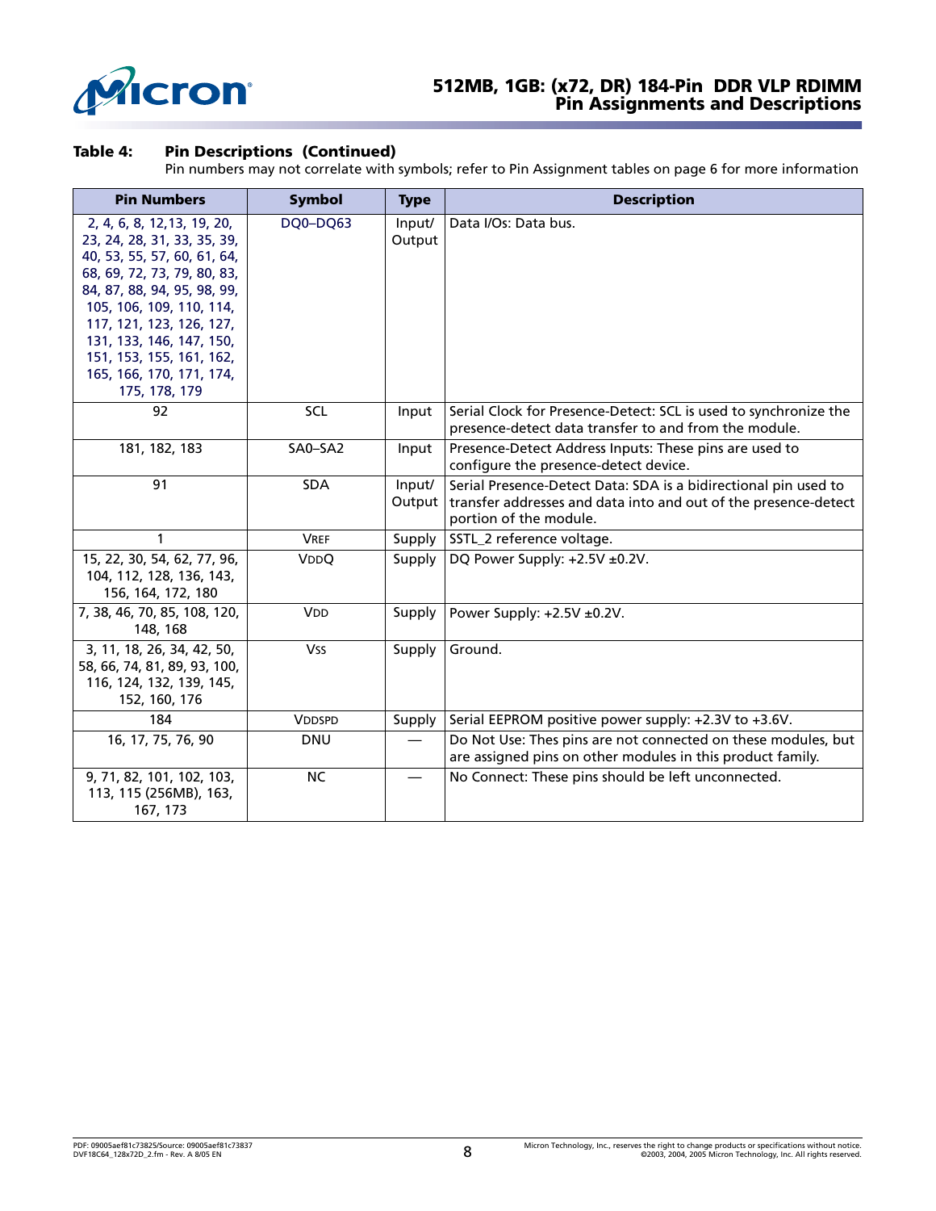**Table 4: Pin Descriptions (Continued)**

Pin numbers may not correlate with symbols; refer to Pin Assignment tables on page 6 for more information

| Pin Numbers | Symbol | Type | Description |
|---|---|---|---|
| 2, 4, 6, 8, 12,13, 19, 20, 23, 24, 28, 31, 33, 35, 39, 40, 53, 55, 57, 60, 61, 64, 68, 69, 72, 73, 79, 80, 83, 84, 87, 88, 94, 95, 98, 99, 105, 106, 109, 110, 114, 117, 121, 123, 126, 127, 131, 133, 146, 147, 150, 151, 153, 155, 161, 162, 165, 166, 170, 171, 174, 175, 178, 179 | DQ0–DQ63 | Input/ Output | Data I/Os: Data bus. |
| 92 | SCL | Input | Serial Clock for Presence-Detect: SCL is used to synchronize the presence-detect data transfer to and from the module. |
| 181, 182, 183 | SA0–SA2 | Input | Presence-Detect Address Inputs: These pins are used to configure the presence-detect device. |
| 91 | SDA | Input/ Output | Serial Presence-Detect Data: SDA is a bidirectional pin used to transfer addresses and data into and out of the presence-detect portion of the module. |
| 1 | VREF | Supply | SSTL_2 reference voltage. |
| 15, 22, 30, 54, 62, 77, 96, 104, 112, 128, 136, 143, 156, 164, 172, 180 | VDDQ | Supply | DQ Power Supply: +2.5V ±0.2V. |
| 7, 38, 46, 70, 85, 108, 120, 148, 168 | VDD | Supply | Power Supply: +2.5V ±0.2V. |
| 3, 11, 18, 26, 34, 42, 50, 58, 66, 74, 81, 89, 93, 100, 116, 124, 132, 139, 145, 152, 160, 176 | VSS | Supply | Ground. |
| 184 | VDDSPD | Supply | Serial EEPROM positive power supply: +2.3V to +3.6V. |
| 16, 17, 75, 76, 90 | DNU | — | Do Not Use: Thes pins are not connected on these modules, but are assigned pins on other modules in this product family. |
| 9, 71, 82, 101, 102, 103, 113, 115 (256MB), 163, 167, 173 | NC | — | No Connect: These pins should be left unconnected. |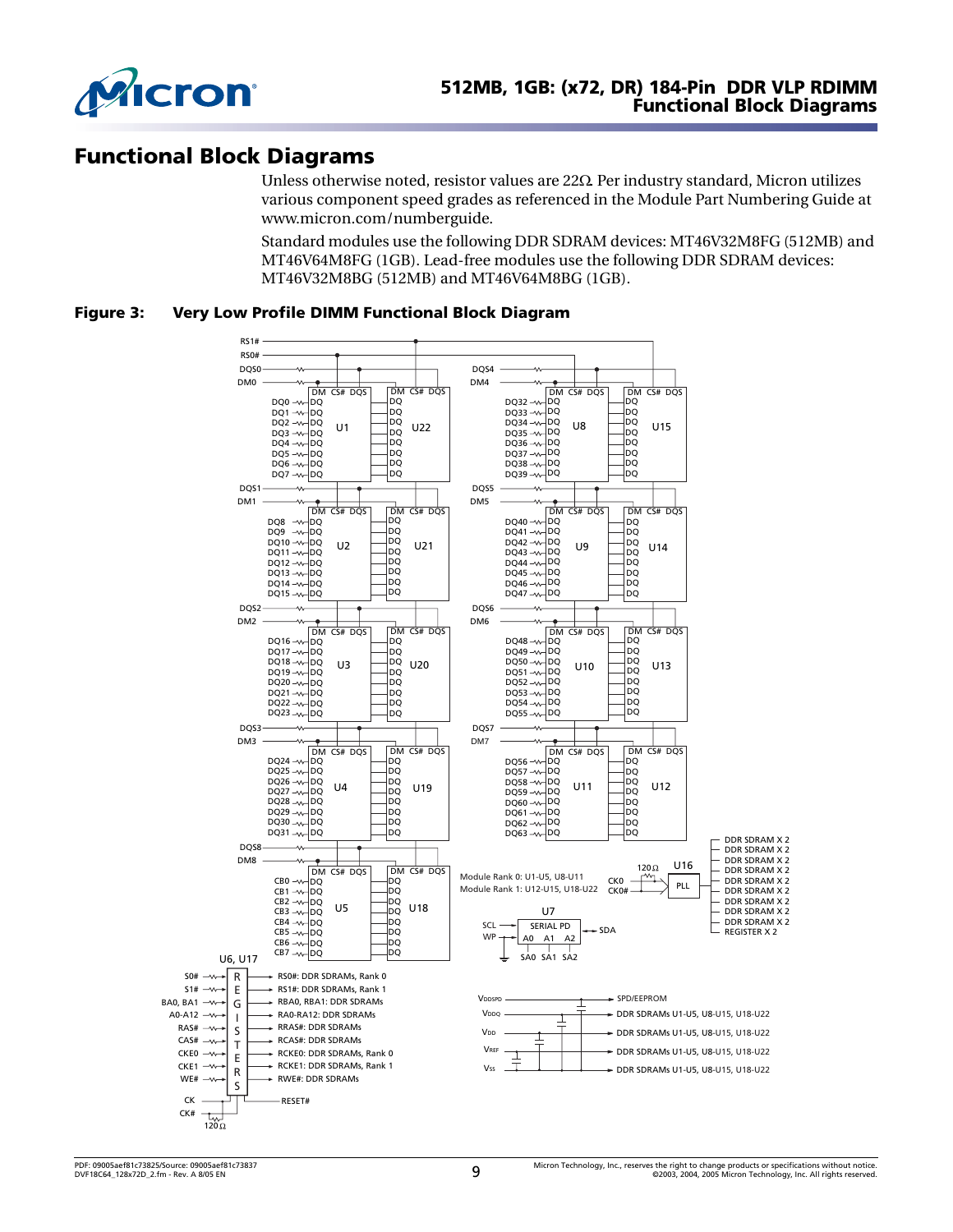## Functional Block Diagrams

Unless otherwise noted, resistor values are 22Ω. Per industry standard, Micron utilizes various component speed grades as referenced in the Module Part Numbering Guide at www.micron.com/numberguide.

Standard modules use the following DDR SDRAM devices: MT46V32M8FG (512MB) and MT46V64M8FG (1GB). Lead-free modules use the following DDR SDRAM devices: MT46V32M8BG (512MB) and MT46V64M8BG (1GB).

**Figure 3: Very Low Profile DIMM Functional Block Diagram**

Module Rank 0: U1-U5, U8-U11
Module Rank 1: U12-U15, U18-U22

U6, U17 REGISTERS:

- S0# → RS0#: DDR SDRAMs, Rank 0
- S1# → RS1#: DDR SDRAMs, Rank 1
- BA0, BA1 → RBA0, RBA1: DDR SDRAMs
- A0-A12 → RA0-RA12: DDR SDRAMs
- RAS# → RRAS#: DDR SDRAMs
- CAS# → RCAS#: DDR SDRAMs
- CKE0 → RCKE0: DDR SDRAMs, Rank 0
- CKE1 → RCKE1: DDR SDRAMs, Rank 1
- WE# → RWE#: DDR SDRAMs
- CK, CK# (120Ω) → RESET#

U16 PLL: CK0, CK0# (120Ω) → DDR SDRAM X 2 (×9), REGISTER X 2

U7 SERIAL PD: SCL, WP, A0 A1 A2 (SA0 SA1 SA2), SDA

- VDDSPD → SPD/EEPROM
- VDDQ → DDR SDRAMs U1-U5, U8-U15, U18-U22
- VDD → DDR SDRAMs U1-U5, U8-U15, U18-U22
- VREF → DDR SDRAMs U1-U5, U8-U15, U18-U22
- VSS → DDR SDRAMs U1-U5, U8-U15, U18-U22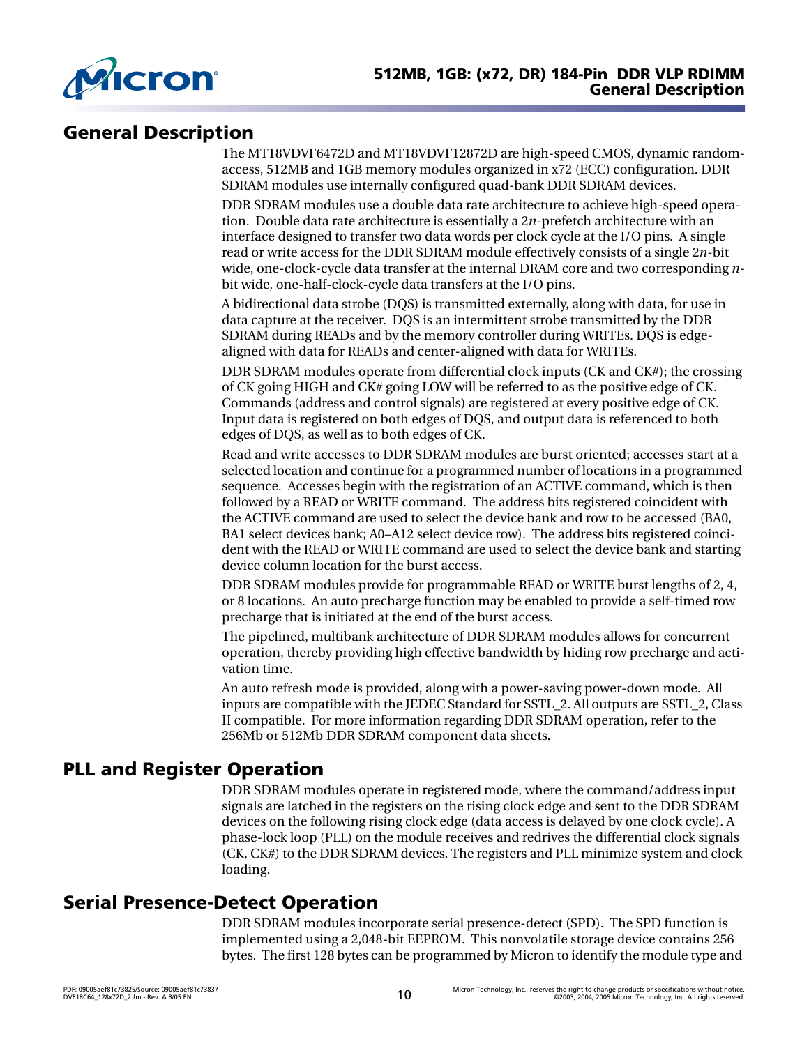## General Description

The MT18VDVF6472D and MT18VDVF12872D are high-speed CMOS, dynamic random-access, 512MB and 1GB memory modules organized in x72 (ECC) configuration. DDR SDRAM modules use internally configured quad-bank DDR SDRAM devices.

DDR SDRAM modules use a double data rate architecture to achieve high-speed operation. Double data rate architecture is essentially a 2*n*-prefetch architecture with an interface designed to transfer two data words per clock cycle at the I/O pins. A single read or write access for the DDR SDRAM module effectively consists of a single 2*n*-bit wide, one-clock-cycle data transfer at the internal DRAM core and two corresponding *n*-bit wide, one-half-clock-cycle data transfers at the I/O pins.

A bidirectional data strobe (DQS) is transmitted externally, along with data, for use in data capture at the receiver. DQS is an intermittent strobe transmitted by the DDR SDRAM during READs and by the memory controller during WRITEs. DQS is edge-aligned with data for READs and center-aligned with data for WRITEs.

DDR SDRAM modules operate from differential clock inputs (CK and CK#); the crossing of CK going HIGH and CK# going LOW will be referred to as the positive edge of CK. Commands (address and control signals) are registered at every positive edge of CK. Input data is registered on both edges of DQS, and output data is referenced to both edges of DQS, as well as to both edges of CK.

Read and write accesses to DDR SDRAM modules are burst oriented; accesses start at a selected location and continue for a programmed number of locations in a programmed sequence. Accesses begin with the registration of an ACTIVE command, which is then followed by a READ or WRITE command. The address bits registered coincident with the ACTIVE command are used to select the device bank and row to be accessed (BA0, BA1 select devices bank; A0–A12 select device row). The address bits registered coincident with the READ or WRITE command are used to select the device bank and starting device column location for the burst access.

DDR SDRAM modules provide for programmable READ or WRITE burst lengths of 2, 4, or 8 locations. An auto precharge function may be enabled to provide a self-timed row precharge that is initiated at the end of the burst access.

The pipelined, multibank architecture of DDR SDRAM modules allows for concurrent operation, thereby providing high effective bandwidth by hiding row precharge and activation time.

An auto refresh mode is provided, along with a power-saving power-down mode. All inputs are compatible with the JEDEC Standard for SSTL_2. All outputs are SSTL_2, Class II compatible. For more information regarding DDR SDRAM operation, refer to the 256Mb or 512Mb DDR SDRAM component data sheets.

## PLL and Register Operation

DDR SDRAM modules operate in registered mode, where the command/address input signals are latched in the registers on the rising clock edge and sent to the DDR SDRAM devices on the following rising clock edge (data access is delayed by one clock cycle). A phase-lock loop (PLL) on the module receives and redrives the differential clock signals (CK, CK#) to the DDR SDRAM devices. The registers and PLL minimize system and clock loading.

## Serial Presence-Detect Operation

DDR SDRAM modules incorporate serial presence-detect (SPD). The SPD function is implemented using a 2,048-bit EEPROM. This nonvolatile storage device contains 256 bytes. The first 128 bytes can be programmed by Micron to identify the module type and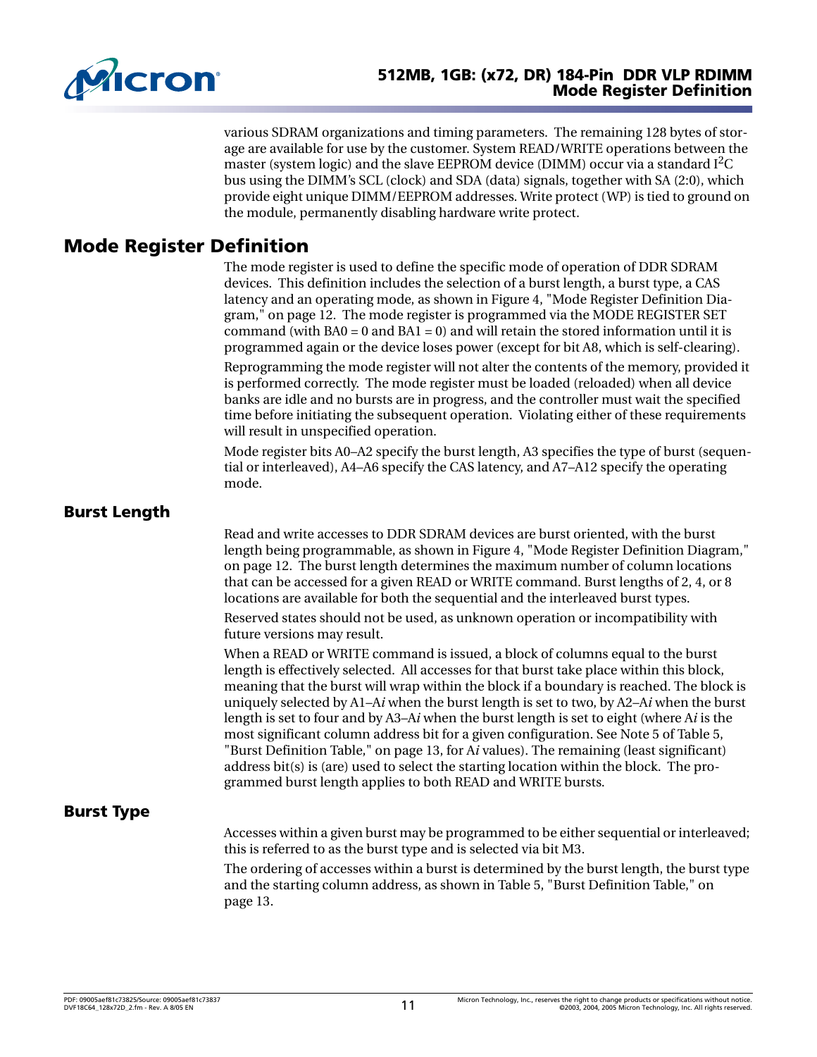various SDRAM organizations and timing parameters. The remaining 128 bytes of storage are available for use by the customer. System READ/WRITE operations between the master (system logic) and the slave EEPROM device (DIMM) occur via a standard $I^2C$ bus using the DIMM's SCL (clock) and SDA (data) signals, together with SA (2:0), which provide eight unique DIMM/EEPROM addresses. Write protect (WP) is tied to ground on the module, permanently disabling hardware write protect.

## Mode Register Definition

The mode register is used to define the specific mode of operation of DDR SDRAM devices. This definition includes the selection of a burst length, a burst type, a CAS latency and an operating mode, as shown in Figure 4, "Mode Register Definition Diagram," on page 12. The mode register is programmed via the MODE REGISTER SET command (with BA0 = 0 and BA1 = 0) and will retain the stored information until it is programmed again or the device loses power (except for bit A8, which is self-clearing).

Reprogramming the mode register will not alter the contents of the memory, provided it is performed correctly. The mode register must be loaded (reloaded) when all device banks are idle and no bursts are in progress, and the controller must wait the specified time before initiating the subsequent operation. Violating either of these requirements will result in unspecified operation.

Mode register bits A0–A2 specify the burst length, A3 specifies the type of burst (sequential or interleaved), A4–A6 specify the CAS latency, and A7–A12 specify the operating mode.

### Burst Length

Read and write accesses to DDR SDRAM devices are burst oriented, with the burst length being programmable, as shown in Figure 4, "Mode Register Definition Diagram," on page 12. The burst length determines the maximum number of column locations that can be accessed for a given READ or WRITE command. Burst lengths of 2, 4, or 8 locations are available for both the sequential and the interleaved burst types.

Reserved states should not be used, as unknown operation or incompatibility with future versions may result.

When a READ or WRITE command is issued, a block of columns equal to the burst length is effectively selected. All accesses for that burst take place within this block, meaning that the burst will wrap within the block if a boundary is reached. The block is uniquely selected by A1–A*i* when the burst length is set to two, by A2–A*i* when the burst length is set to four and by A3–A*i* when the burst length is set to eight (where A*i* is the most significant column address bit for a given configuration. See Note 5 of Table 5, "Burst Definition Table," on page 13, for A*i* values). The remaining (least significant) address bit(s) is (are) used to select the starting location within the block. The programmed burst length applies to both READ and WRITE bursts.

### Burst Type

Accesses within a given burst may be programmed to be either sequential or interleaved; this is referred to as the burst type and is selected via bit M3.

The ordering of accesses within a burst is determined by the burst length, the burst type and the starting column address, as shown in Table 5, "Burst Definition Table," on page 13.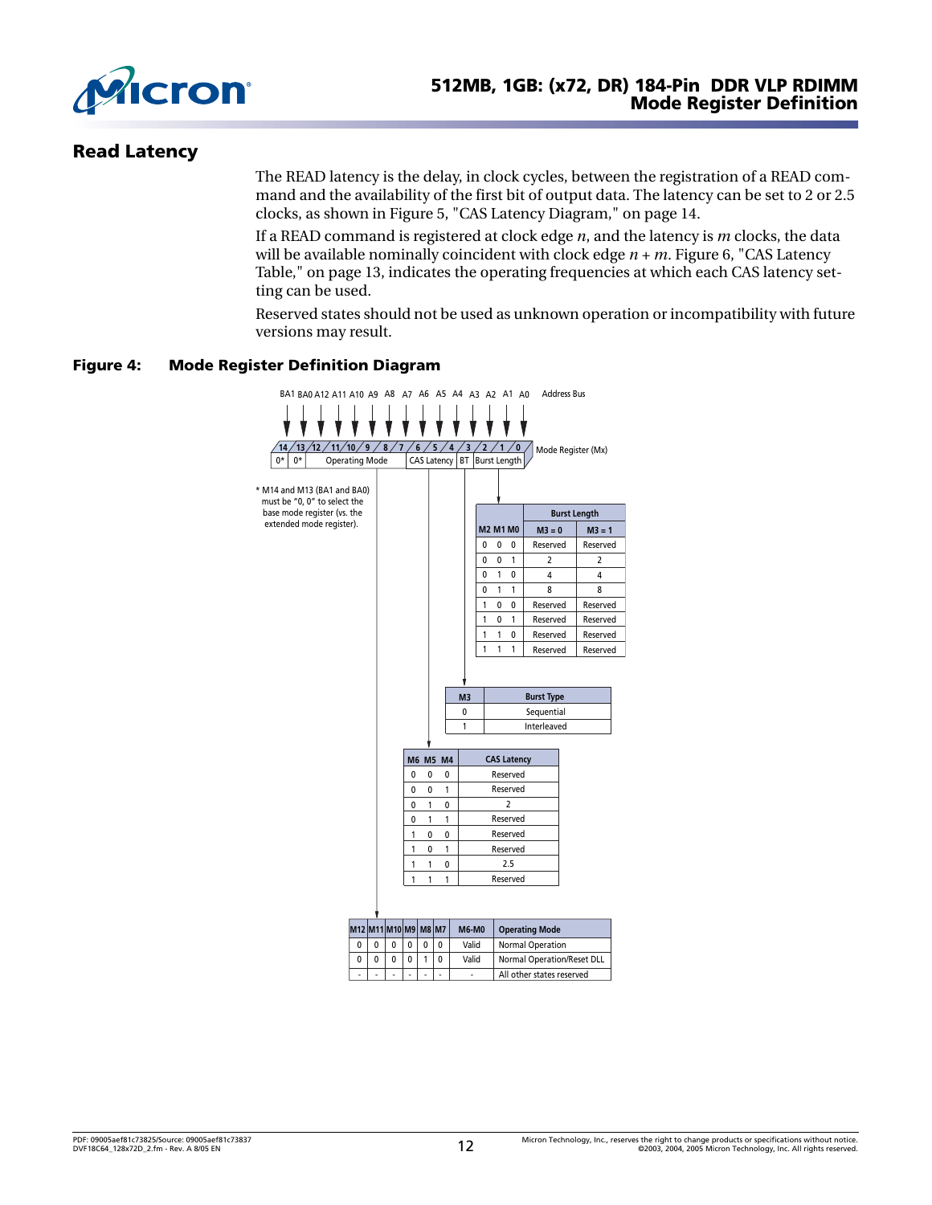## Read Latency

The READ latency is the delay, in clock cycles, between the registration of a READ command and the availability of the first bit of output data. The latency can be set to 2 or 2.5 clocks, as shown in Figure 5, "CAS Latency Diagram," on page 14.

If a READ command is registered at clock edge *n*, and the latency is *m* clocks, the data will be available nominally coincident with clock edge *n* + *m*. Figure 6, "CAS Latency Table," on page 13, indicates the operating frequencies at which each CAS latency setting can be used.

Reserved states should not be used as unknown operation or incompatibility with future versions may result.

**Figure 4: Mode Register Definition Diagram**

Address Bus: BA1 BA0 A12 A11 A10 A9 A8 A7 A6 A5 A4 A3 A2 A1 A0

Mode Register (Mx):

| 14 | 13 | 12 | 11 | 10 | 9 | 8 | 7 | 6 | 5 | 4 | 3 | 2 | 1 | 0 |
|---|---|---|---|---|---|---|---|---|---|---|---|---|---|---|
| 0* | 0* | Operating Mode | | | | | | CAS Latency | | | BT | Burst Length | | |

\* M14 and M13 (BA1 and BA0) must be "0, 0" to select the base mode register (vs. the extended mode register).

| M2 | M1 | M0 | Burst Length M3 = 0 | Burst Length M3 = 1 |
|---|---|---|---|---|
| 0 | 0 | 0 | Reserved | Reserved |
| 0 | 0 | 1 | 2 | 2 |
| 0 | 1 | 0 | 4 | 4 |
| 0 | 1 | 1 | 8 | 8 |
| 1 | 0 | 0 | Reserved | Reserved |
| 1 | 0 | 1 | Reserved | Reserved |
| 1 | 1 | 0 | Reserved | Reserved |
| 1 | 1 | 1 | Reserved | Reserved |

| M3 | Burst Type |
|---|---|
| 0 | Sequential |
| 1 | Interleaved |

| M6 | M5 | M4 | CAS Latency |
|---|---|---|---|
| 0 | 0 | 0 | Reserved |
| 0 | 0 | 1 | Reserved |
| 0 | 1 | 0 | 2 |
| 0 | 1 | 1 | Reserved |
| 1 | 0 | 0 | Reserved |
| 1 | 0 | 1 | Reserved |
| 1 | 1 | 0 | 2.5 |
| 1 | 1 | 1 | Reserved |

| M12 | M11 | M10 | M9 | M8 | M7 | M6-M0 | Operating Mode |
|---|---|---|---|---|---|---|---|
| 0 | 0 | 0 | 0 | 0 | 0 | Valid | Normal Operation |
| 0 | 0 | 0 | 0 | 1 | 0 | Valid | Normal Operation/Reset DLL |
| - | - | - | - | - | - | - | All other states reserved |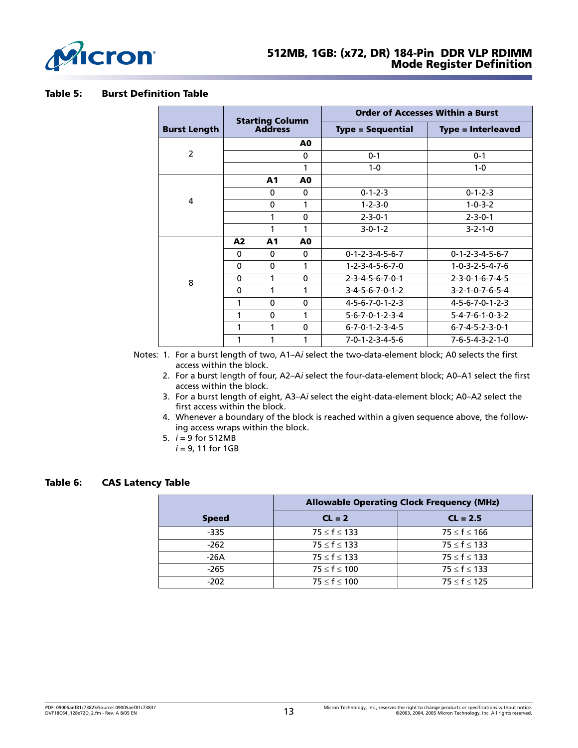**Table 5: Burst Definition Table**

| Burst Length | Starting Column Address | | | Order of Accesses Within a Burst | |
|---|---|---|---|---|---|
| | | | | Type = Sequential | Type = Interleaved |
| 2 | | | A0 | | |
| | | | 0 | 0-1 | 0-1 |
| | | | 1 | 1-0 | 1-0 |
| 4 | | A1 | A0 | | |
| | | 0 | 0 | 0-1-2-3 | 0-1-2-3 |
| | | 0 | 1 | 1-2-3-0 | 1-0-3-2 |
| | | 1 | 0 | 2-3-0-1 | 2-3-0-1 |
| | | 1 | 1 | 3-0-1-2 | 3-2-1-0 |
| 8 | A2 | A1 | A0 | | |
| | 0 | 0 | 0 | 0-1-2-3-4-5-6-7 | 0-1-2-3-4-5-6-7 |
| | 0 | 0 | 1 | 1-2-3-4-5-6-7-0 | 1-0-3-2-5-4-7-6 |
| | 0 | 1 | 0 | 2-3-4-5-6-7-0-1 | 2-3-0-1-6-7-4-5 |
| | 0 | 1 | 1 | 3-4-5-6-7-0-1-2 | 3-2-1-0-7-6-5-4 |
| | 1 | 0 | 0 | 4-5-6-7-0-1-2-3 | 4-5-6-7-0-1-2-3 |
| | 1 | 0 | 1 | 5-6-7-0-1-2-3-4 | 5-4-7-6-1-0-3-2 |
| | 1 | 1 | 0 | 6-7-0-1-2-3-4-5 | 6-7-4-5-2-3-0-1 |
| | 1 | 1 | 1 | 7-0-1-2-3-4-5-6 | 7-6-5-4-3-2-1-0 |

Notes:
1. For a burst length of two, A1–A*i* select the two-data-element block; A0 selects the first access within the block.
2. For a burst length of four, A2–A*i* select the four-data-element block; A0–A1 select the first access within the block.
3. For a burst length of eight, A3–A*i* select the eight-data-element block; A0–A2 select the first access within the block.
4. Whenever a boundary of the block is reached within a given sequence above, the following access wraps within the block.
5. *i* = 9 for 512MB
   *i* = 9, 11 for 1GB

**Table 6: CAS Latency Table**

| Speed | Allowable Operating Clock Frequency (MHz) | |
|---|---|---|
| | CL = 2 | CL = 2.5 |
| -335 | $75 \le f \le 133$ | $75 \le f \le 166$ |
| -262 | $75 \le f \le 133$ | $75 \le f \le 133$ |
| -26A | $75 \le f \le 133$ | $75 \le f \le 133$ |
| -265 | $75 \le f \le 100$ | $75 \le f \le 133$ |
| -202 | $75 \le f \le 100$ | $75 \le f \le 125$ |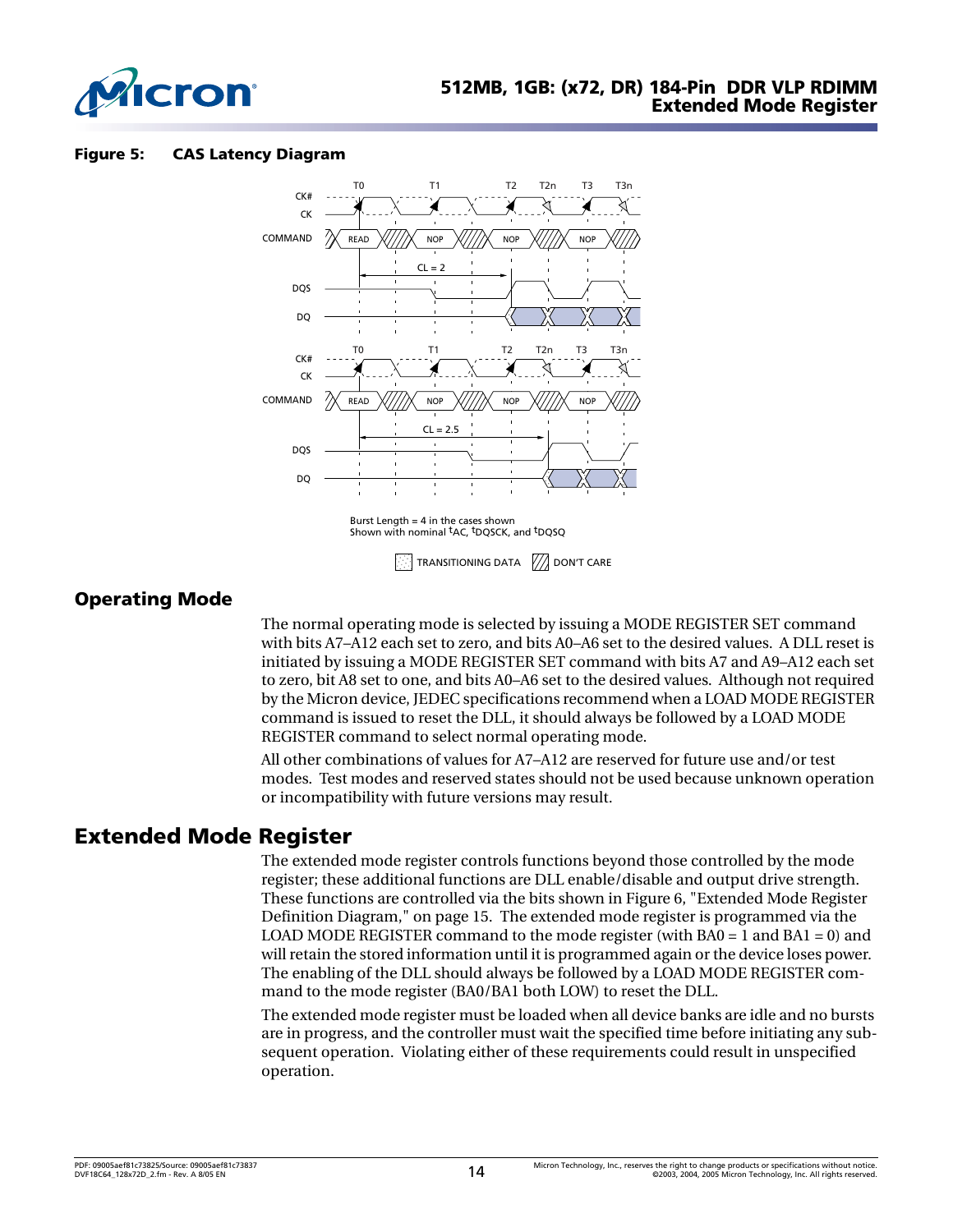**Figure 5: CAS Latency Diagram**

Burst Length = 4 in the cases shown
Shown with nominal tAC, tDQSCK, and tDQSQ

TRANSITIONING DATA   DON'T CARE

## Operating Mode

The normal operating mode is selected by issuing a MODE REGISTER SET command with bits A7–A12 each set to zero, and bits A0–A6 set to the desired values. A DLL reset is initiated by issuing a MODE REGISTER SET command with bits A7 and A9–A12 each set to zero, bit A8 set to one, and bits A0–A6 set to the desired values. Although not required by the Micron device, JEDEC specifications recommend when a LOAD MODE REGISTER command is issued to reset the DLL, it should always be followed by a LOAD MODE REGISTER command to select normal operating mode.

All other combinations of values for A7–A12 are reserved for future use and/or test modes. Test modes and reserved states should not be used because unknown operation or incompatibility with future versions may result.

## Extended Mode Register

The extended mode register controls functions beyond those controlled by the mode register; these additional functions are DLL enable/disable and output drive strength. These functions are controlled via the bits shown in Figure 6, "Extended Mode Register Definition Diagram," on page 15. The extended mode register is programmed via the LOAD MODE REGISTER command to the mode register (with BA0 = 1 and BA1 = 0) and will retain the stored information until it is programmed again or the device loses power. The enabling of the DLL should always be followed by a LOAD MODE REGISTER command to the mode register (BA0/BA1 both LOW) to reset the DLL.

The extended mode register must be loaded when all device banks are idle and no bursts are in progress, and the controller must wait the specified time before initiating any subsequent operation. Violating either of these requirements could result in unspecified operation.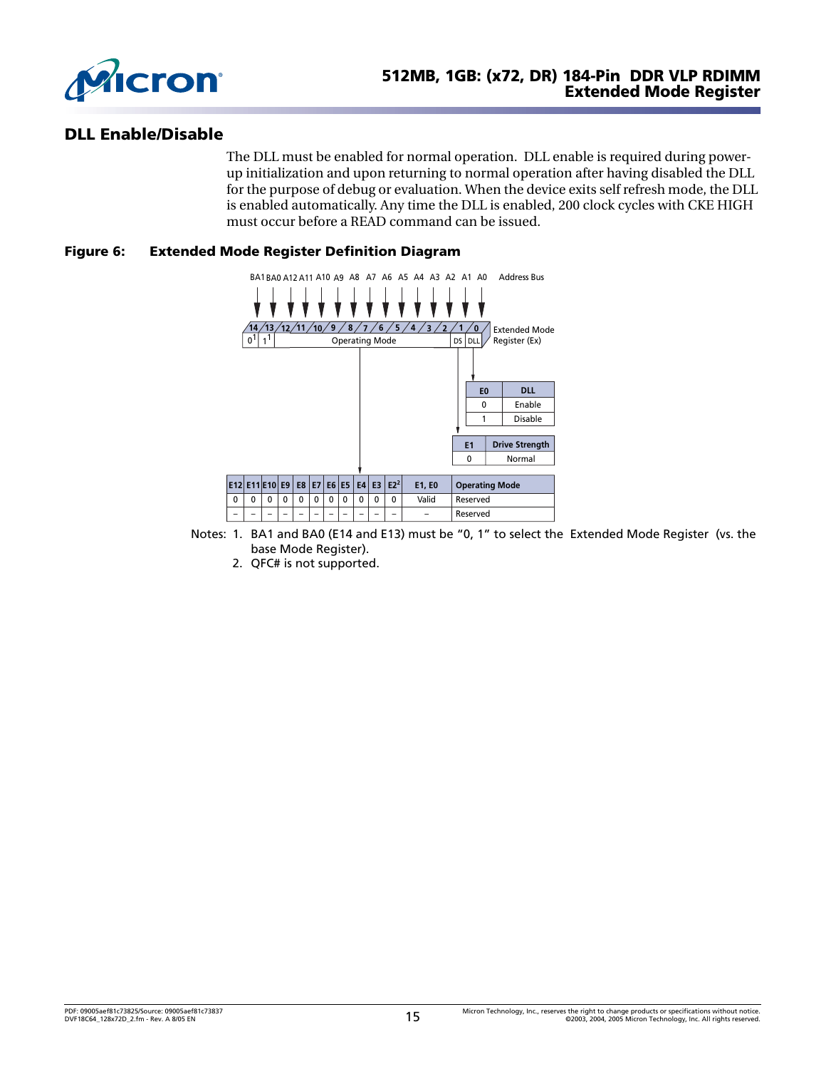## DLL Enable/Disable

The DLL must be enabled for normal operation. DLL enable is required during power-up initialization and upon returning to normal operation after having disabled the DLL for the purpose of debug or evaluation. When the device exits self refresh mode, the DLL is enabled automatically. Any time the DLL is enabled, 200 clock cycles with CKE HIGH must occur before a READ command can be issued.

**Figure 6: Extended Mode Register Definition Diagram**

| Address Bus | BA1 | BA0 | A12 | A11 | A10 | A9 | A8 | A7 | A6 | A5 | A4 | A3 | A2 | A1 | A0 |
|---|---|---|---|---|---|---|---|---|---|---|---|---|---|---|---|
| Extended Mode Register (Ex) | 14 | 13 | 12 | 11 | 10 | 9 | 8 | 7 | 6 | 5 | 4 | 3 | 2 | 1 | 0 |
| | 0[1] | 1[1] | Operating Mode | | | | | | | | | | | DS | DLL |

| E0 | DLL |
|---|---|
| 0 | Enable |
| 1 | Disable |

| E1 | Drive Strength |
|---|---|
| 0 | Normal |

| E12 | E11 | E10 | E9 | E8 | E7 | E6 | E5 | E4 | E3 | E2[2] | E1, E0 | Operating Mode |
|---|---|---|---|---|---|---|---|---|---|---|---|---|
| 0 | 0 | 0 | 0 | 0 | 0 | 0 | 0 | 0 | 0 | 0 | Valid | Reserved |
| – | – | – | – | – | – | – | – | – | – | – | – | Reserved |

Notes:
1. BA1 and BA0 (E14 and E13) must be "0, 1" to select the Extended Mode Register (vs. the base Mode Register).
2. QFC# is not supported.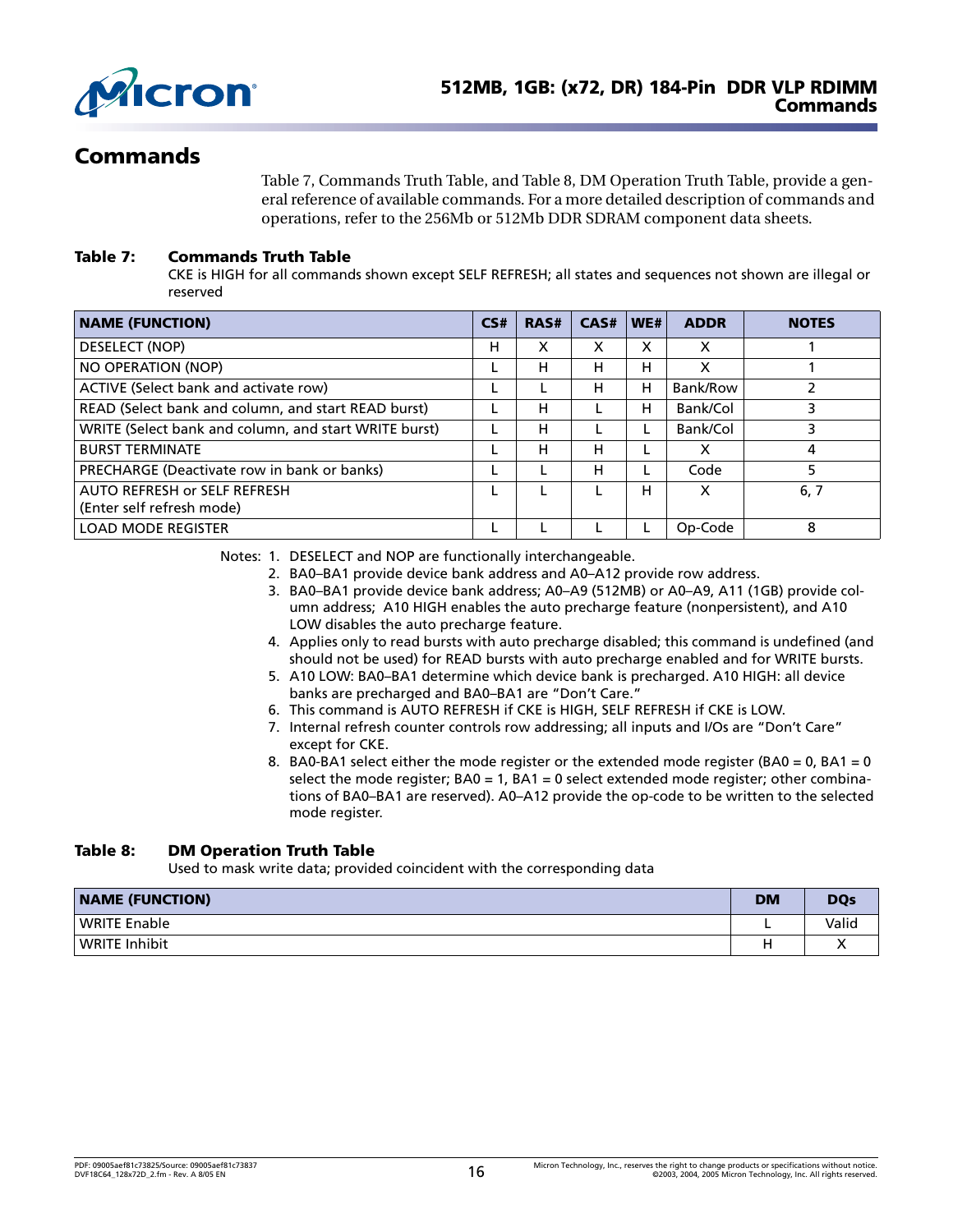# Commands

Table 7, Commands Truth Table, and Table 8, DM Operation Truth Table, provide a general reference of available commands. For a more detailed description of commands and operations, refer to the 256Mb or 512Mb DDR SDRAM component data sheets.

**Table 7: Commands Truth Table**

CKE is HIGH for all commands shown except SELF REFRESH; all states and sequences not shown are illegal or reserved

| NAME (FUNCTION) | CS# | RAS# | CAS# | WE# | ADDR | NOTES |
|---|---|---|---|---|---|---|
| DESELECT (NOP) | H | X | X | X | X | 1 |
| NO OPERATION (NOP) | L | H | H | H | X | 1 |
| ACTIVE (Select bank and activate row) | L | L | H | H | Bank/Row | 2 |
| READ (Select bank and column, and start READ burst) | L | H | L | H | Bank/Col | 3 |
| WRITE (Select bank and column, and start WRITE burst) | L | H | L | L | Bank/Col | 3 |
| BURST TERMINATE | L | H | H | L | X | 4 |
| PRECHARGE (Deactivate row in bank or banks) | L | L | H | L | Code | 5 |
| AUTO REFRESH or SELF REFRESH (Enter self refresh mode) | L | L | L | H | X | 6, 7 |
| LOAD MODE REGISTER | L | L | L | L | Op-Code | 8 |

Notes:
1. DESELECT and NOP are functionally interchangeable.
2. BA0–BA1 provide device bank address and A0–A12 provide row address.
3. BA0–BA1 provide device bank address; A0–A9 (512MB) or A0–A9, A11 (1GB) provide column address; A10 HIGH enables the auto precharge feature (nonpersistent), and A10 LOW disables the auto precharge feature.
4. Applies only to read bursts with auto precharge disabled; this command is undefined (and should not be used) for READ bursts with auto precharge enabled and for WRITE bursts.
5. A10 LOW: BA0–BA1 determine which device bank is precharged. A10 HIGH: all device banks are precharged and BA0–BA1 are "Don't Care."
6. This command is AUTO REFRESH if CKE is HIGH, SELF REFRESH if CKE is LOW.
7. Internal refresh counter controls row addressing; all inputs and I/Os are "Don't Care" except for CKE.
8. BA0-BA1 select either the mode register or the extended mode register (BA0 = 0, BA1 = 0 select the mode register; BA0 = 1, BA1 = 0 select extended mode register; other combinations of BA0–BA1 are reserved). A0–A12 provide the op-code to be written to the selected mode register.

**Table 8: DM Operation Truth Table**

Used to mask write data; provided coincident with the corresponding data

| NAME (FUNCTION) | DM | DQs |
|---|---|---|
| WRITE Enable | L | Valid |
| WRITE Inhibit | H | X |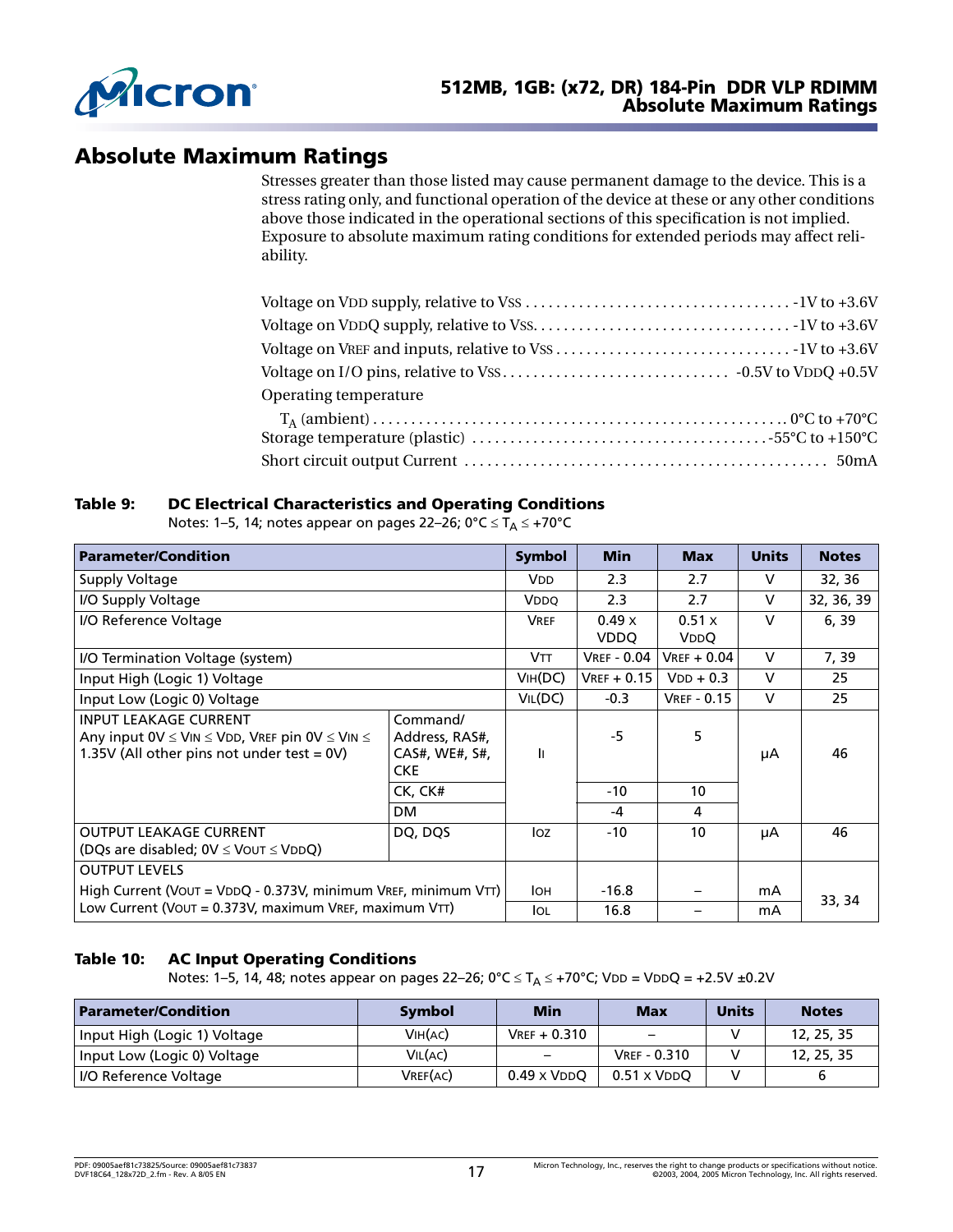## Absolute Maximum Ratings

Stresses greater than those listed may cause permanent damage to the device. This is a stress rating only, and functional operation of the device at these or any other conditions above those indicated in the operational sections of this specification is not implied. Exposure to absolute maximum rating conditions for extended periods may affect reliability.

Voltage on $V_{DD}$ supply, relative to $V_{SS}$ . . . . . . . . . . -1V to +3.6V

Voltage on $V_{DDQ}$ supply, relative to $V_{SS}$ . . . . . . . . . . -1V to +3.6V

Voltage on $V_{REF}$ and inputs, relative to $V_{SS}$ . . . . . . . . . . -1V to +3.6V

Voltage on I/O pins, relative to $V_{SS}$ . . . . . . . . . . -0.5V to $V_{DDQ}$ +0.5V

Operating temperature

$T_A$ (ambient) . . . . . . . . . . 0°C to +70°C

Storage temperature (plastic) . . . . . . . . . . -55°C to +150°C

Short circuit output Current . . . . . . . . . . 50mA

**Table 9: DC Electrical Characteristics and Operating Conditions**

Notes: 1–5, 14; notes appear on pages 22–26; 0°C ≤ $T_A$ ≤ +70°C

| Parameter/Condition | | Symbol | Min | Max | Units | Notes |
|---|---|---|---|---|---|---|
| Supply Voltage | | $V_{DD}$ | 2.3 | 2.7 | V | 32, 36 |
| I/O Supply Voltage | | $V_{DDQ}$ | 2.3 | 2.7 | V | 32, 36, 39 |
| I/O Reference Voltage | | $V_{REF}$ | 0.49 x VDDQ | 0.51 x $V_{DDQ}$ | V | 6, 39 |
| I/O Termination Voltage (system) | | $V_{TT}$ | $V_{REF}$ - 0.04 | $V_{REF}$ + 0.04 | V | 7, 39 |
| Input High (Logic 1) Voltage | | $V_{IH(DC)}$ | $V_{REF}$ + 0.15 | $V_{DD}$ + 0.3 | V | 25 |
| Input Low (Logic 0) Voltage | | $V_{IL(DC)}$ | -0.3 | $V_{REF}$ - 0.15 | V | 25 |
| INPUT LEAKAGE CURRENT Any input 0V ≤ $V_{IN}$ ≤ $V_{DD}$, $V_{REF}$ pin 0V ≤ $V_{IN}$ ≤ 1.35V (All other pins not under test = 0V) | Command/ Address, RAS#, CAS#, WE#, S#, CKE | $I_I$ | -5 | 5 | µA | 46 |
| | CK, CK# | | -10 | 10 | | |
| | DM | | -4 | 4 | | |
| OUTPUT LEAKAGE CURRENT (DQs are disabled; 0V ≤ $V_{OUT}$ ≤ $V_{DDQ}$) | DQ, DQS | $I_{OZ}$ | -10 | 10 | µA | 46 |
| OUTPUT LEVELS | | | | | | |
| High Current ($V_{OUT}$ = $V_{DDQ}$ - 0.373V, minimum $V_{REF}$, minimum $V_{TT}$) | | $I_{OH}$ | -16.8 | – | mA | 33, 34 |
| Low Current ($V_{OUT}$ = 0.373V, maximum $V_{REF}$, maximum $V_{TT}$) | | $I_{OL}$ | 16.8 | – | mA | |

**Table 10: AC Input Operating Conditions**

Notes: 1–5, 14, 48; notes appear on pages 22–26; 0°C ≤ $T_A$ ≤ +70°C; $V_{DD}$ = $V_{DDQ}$ = +2.5V ±0.2V

| Parameter/Condition | Symbol | Min | Max | Units | Notes |
|---|---|---|---|---|---|
| Input High (Logic 1) Voltage | $V_{IH(AC)}$ | $V_{REF}$ + 0.310 | – | V | 12, 25, 35 |
| Input Low (Logic 0) Voltage | $V_{IL(AC)}$ | – | $V_{REF}$ - 0.310 | V | 12, 25, 35 |
| I/O Reference Voltage | $V_{REF(AC)}$ | 0.49 x $V_{DDQ}$ | 0.51 x $V_{DDQ}$ | V | 6 |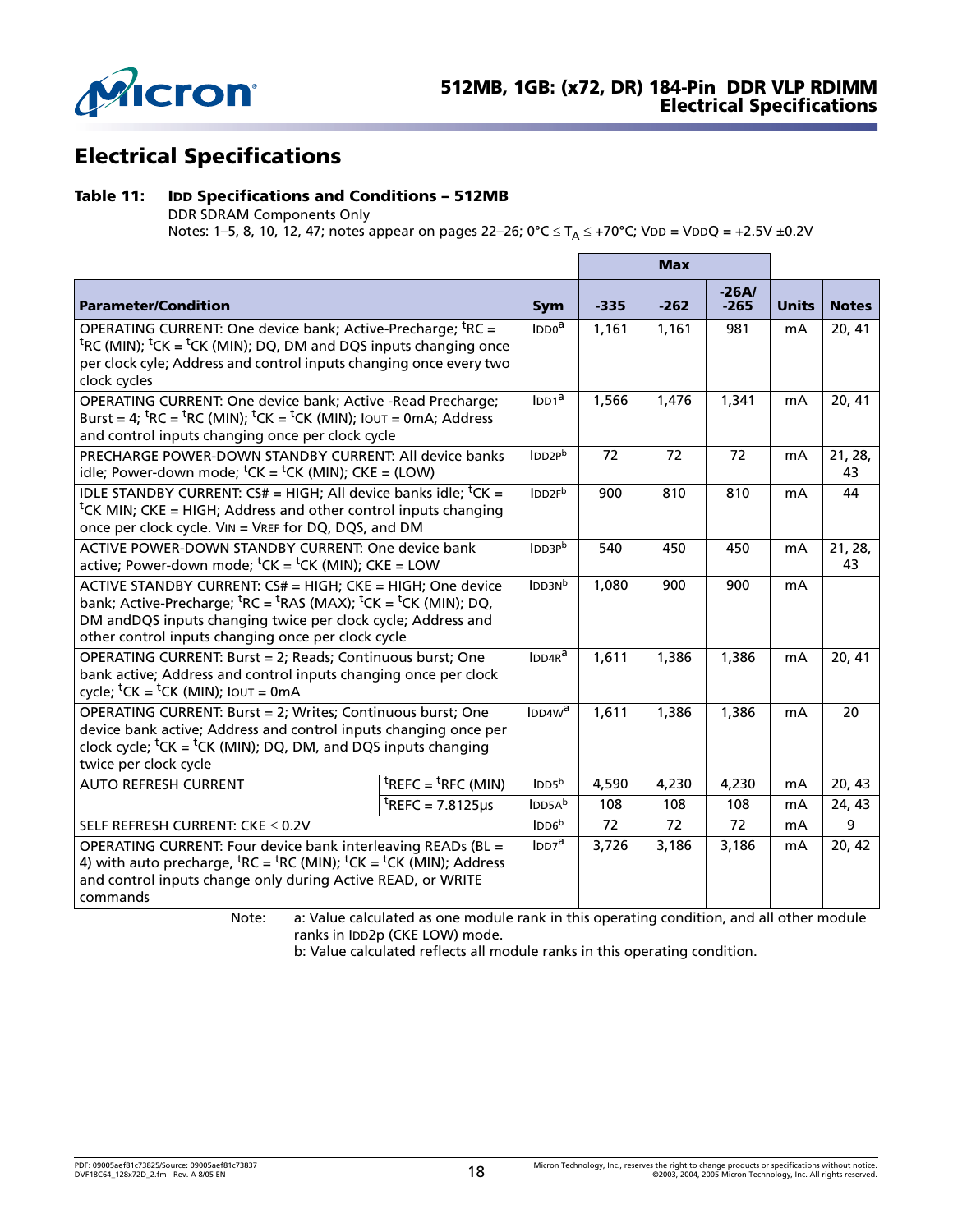# Electrical Specifications

**Table 11: IDD Specifications and Conditions – 512MB**

DDR SDRAM Components Only

Notes: 1–5, 8, 10, 12, 47; notes appear on pages 22–26; 0°C ≤ $T_A$ ≤ +70°C; VDD = VDDQ = +2.5V ±0.2V

| Parameter/Condition | | Sym | Max -335 | Max -262 | Max -26A/-265 | Units | Notes |
|---|---|---|---|---|---|---|---|
| OPERATING CURRENT: One device bank; Active-Precharge; $^tRC$ = $^tRC$ (MIN); $^tCK$ = $^tCK$ (MIN); DQ, DM and DQS inputs changing once per clock cyle; Address and control inputs changing once every two clock cycles | | IDD0[a] | 1,161 | 1,161 | 981 | mA | 20, 41 |
| OPERATING CURRENT: One device bank; Active -Read Precharge; Burst = 4; $^tRC$ = $^tRC$ (MIN); $^tCK$ = $^tCK$ (MIN); IOUT = 0mA; Address and control inputs changing once per clock cycle | | IDD1[a] | 1,566 | 1,476 | 1,341 | mA | 20, 41 |
| PRECHARGE POWER-DOWN STANDBY CURRENT: All device banks idle; Power-down mode; $^tCK$ = $^tCK$ (MIN); CKE = (LOW) | | IDD2P[b] | 72 | 72 | 72 | mA | 21, 28, 43 |
| IDLE STANDBY CURRENT: CS# = HIGH; All device banks idle; $^tCK$ = $^tCK$ MIN; CKE = HIGH; Address and other control inputs changing once per clock cycle. VIN = VREF for DQ, DQS, and DM | | IDD2F[b] | 900 | 810 | 810 | mA | 44 |
| ACTIVE POWER-DOWN STANDBY CURRENT: One device bank active; Power-down mode; $^tCK$ = $^tCK$ (MIN); CKE = LOW | | IDD3P[b] | 540 | 450 | 450 | mA | 21, 28, 43 |
| ACTIVE STANDBY CURRENT: CS# = HIGH; CKE = HIGH; One device bank; Active-Precharge; $^tRC$ = $^tRAS$ (MAX); $^tCK$ = $^tCK$ (MIN); DQ, DM andDQS inputs changing twice per clock cycle; Address and other control inputs changing once per clock cycle | | IDD3N[b] | 1,080 | 900 | 900 | mA | |
| OPERATING CURRENT: Burst = 2; Reads; Continuous burst; One bank active; Address and control inputs changing once per clock cycle; $^tCK$ = $^tCK$ (MIN); IOUT = 0mA | | IDD4R[a] | 1,611 | 1,386 | 1,386 | mA | 20, 41 |
| OPERATING CURRENT: Burst = 2; Writes; Continuous burst; One device bank active; Address and control inputs changing once per clock cycle; $^tCK$ = $^tCK$ (MIN); DQ, DM, and DQS inputs changing twice per clock cycle | | IDD4W[a] | 1,611 | 1,386 | 1,386 | mA | 20 |
| AUTO REFRESH CURRENT | $^tREFC$ = $^tRFC$ (MIN) | IDD5[b] | 4,590 | 4,230 | 4,230 | mA | 20, 43 |
| | $^tREFC$ = 7.8125µs | IDD5A[b] | 108 | 108 | 108 | mA | 24, 43 |
| SELF REFRESH CURRENT: CKE ≤ 0.2V | | IDD6[b] | 72 | 72 | 72 | mA | 9 |
| OPERATING CURRENT: Four device bank interleaving READs (BL = 4) with auto precharge, $^tRC$ = $^tRC$ (MIN); $^tCK$ = $^tCK$ (MIN); Address and control inputs change only during Active READ, or WRITE commands | | IDD7[a] | 3,726 | 3,186 | 3,186 | mA | 20, 42 |

Note: a: Value calculated as one module rank in this operating condition, and all other module ranks in IDD2p (CKE LOW) mode.
b: Value calculated reflects all module ranks in this operating condition.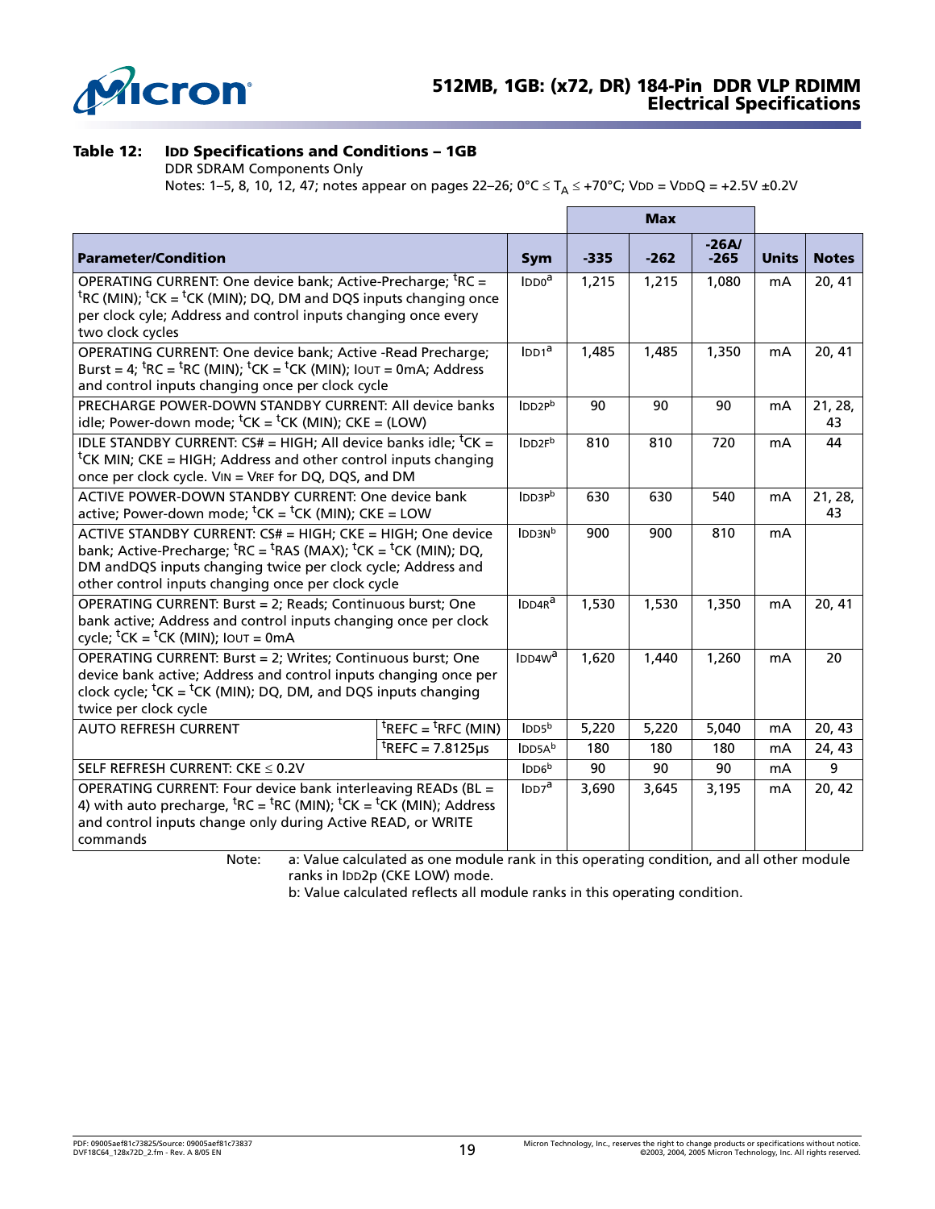**Table 12: IDD Specifications and Conditions – 1GB**

DDR SDRAM Components Only

Notes: 1–5, 8, 10, 12, 47; notes appear on pages 22–26; 0°C ≤ $T_A$ ≤ +70°C; VDD = VDDQ = +2.5V ±0.2V

| Parameter/Condition | | Sym | Max -335 | Max -262 | Max -26A/ -265 | Units | Notes |
|---|---|---|---|---|---|---|---|
| OPERATING CURRENT: One device bank; Active-Precharge; $^tRC$ = $^tRC$ (MIN); $^tCK$ = $^tCK$ (MIN); DQ, DM and DQS inputs changing once per clock cyle; Address and control inputs changing once every two clock cycles | | IDD0[a] | 1,215 | 1,215 | 1,080 | mA | 20, 41 |
| OPERATING CURRENT: One device bank; Active -Read Precharge; Burst = 4; $^tRC$ = $^tRC$ (MIN); $^tCK$ = $^tCK$ (MIN); IOUT = 0mA; Address and control inputs changing once per clock cycle | | IDD1[a] | 1,485 | 1,485 | 1,350 | mA | 20, 41 |
| PRECHARGE POWER-DOWN STANDBY CURRENT: All device banks idle; Power-down mode; $^tCK$ = $^tCK$ (MIN); CKE = (LOW) | | IDD2P[b] | 90 | 90 | 90 | mA | 21, 28, 43 |
| IDLE STANDBY CURRENT: CS# = HIGH; All device banks idle; $^tCK$ = $^tCK$ MIN; CKE = HIGH; Address and other control inputs changing once per clock cycle. VIN = VREF for DQ, DQS, and DM | | IDD2F[b] | 810 | 810 | 720 | mA | 44 |
| ACTIVE POWER-DOWN STANDBY CURRENT: One device bank active; Power-down mode; $^tCK$ = $^tCK$ (MIN); CKE = LOW | | IDD3P[b] | 630 | 630 | 540 | mA | 21, 28, 43 |
| ACTIVE STANDBY CURRENT: CS# = HIGH; CKE = HIGH; One device bank; Active-Precharge; $^tRC$ = $^tRAS$ (MAX); $^tCK$ = $^tCK$ (MIN); DQ, DM andDQS inputs changing twice per clock cycle; Address and other control inputs changing once per clock cycle | | IDD3N[b] | 900 | 900 | 810 | mA | |
| OPERATING CURRENT: Burst = 2; Reads; Continuous burst; One bank active; Address and control inputs changing once per clock cycle; $^tCK$ = $^tCK$ (MIN); IOUT = 0mA | | IDD4R[a] | 1,530 | 1,530 | 1,350 | mA | 20, 41 |
| OPERATING CURRENT: Burst = 2; Writes; Continuous burst; One device bank active; Address and control inputs changing once per clock cycle; $^tCK$ = $^tCK$ (MIN); DQ, DM, and DQS inputs changing twice per clock cycle | | IDD4W[a] | 1,620 | 1,440 | 1,260 | mA | 20 |
| AUTO REFRESH CURRENT | $^tREFC$ = $^tRFC$ (MIN) | IDD5[b] | 5,220 | 5,220 | 5,040 | mA | 20, 43 |
| | $^tREFC$ = 7.8125µs | IDD5A[b] | 180 | 180 | 180 | mA | 24, 43 |
| SELF REFRESH CURRENT: CKE ≤ 0.2V | | IDD6[b] | 90 | 90 | 90 | mA | 9 |
| OPERATING CURRENT: Four device bank interleaving READs (BL = 4) with auto precharge, $^tRC$ = $^tRC$ (MIN); $^tCK$ = $^tCK$ (MIN); Address and control inputs change only during Active READ, or WRITE commands | | IDD7[a] | 3,690 | 3,645 | 3,195 | mA | 20, 42 |

Note: a: Value calculated as one module rank in this operating condition, and all other module ranks in IDD2p (CKE LOW) mode.
b: Value calculated reflects all module ranks in this operating condition.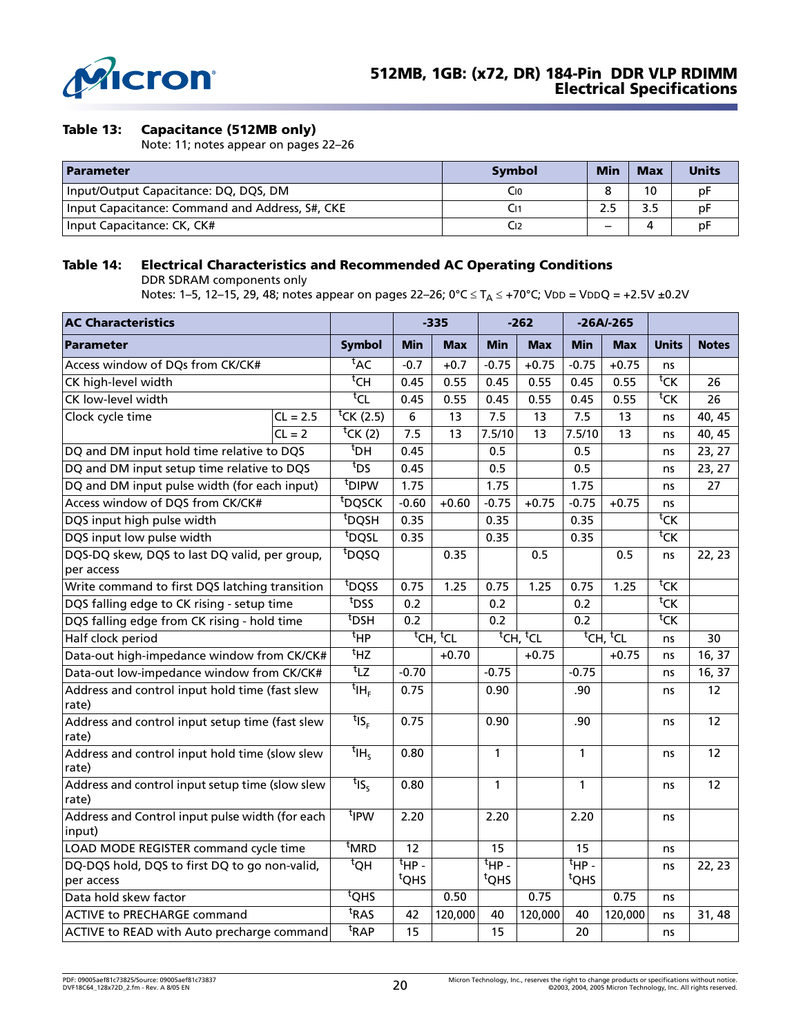**Table 13: Capacitance (512MB only)**

Note: 11; notes appear on pages 22–26

| Parameter | Symbol | Min | Max | Units |
|---|---|---|---|---|
| Input/Output Capacitance: DQ, DQS, DM | $C_{IO}$ | 8 | 10 | pF |
| Input Capacitance: Command and Address, S#, CKE | $C_{I1}$ | 2.5 | 3.5 | pF |
| Input Capacitance: CK, CK# | $C_{I2}$ | – | 4 | pF |

**Table 14: Electrical Characteristics and Recommended AC Operating Conditions**

DDR SDRAM components only

Notes: 1–5, 12–15, 29, 48; notes appear on pages 22–26; 0°C ≤ $T_A$ ≤ +70°C; VDD = VDDQ = +2.5V ±0.2V

| AC Characteristics | | | -335 | | -262 | | -26A/-265 | | | |
|---|---|---|---|---|---|---|---|---|---|---|
| **Parameter** | | **Symbol** | **Min** | **Max** | **Min** | **Max** | **Min** | **Max** | **Units** | **Notes** |
| Access window of DQs from CK/CK# | | $^tAC$ | -0.7 | +0.7 | -0.75 | +0.75 | -0.75 | +0.75 | ns | |
| CK high-level width | | $^tCH$ | 0.45 | 0.55 | 0.45 | 0.55 | 0.45 | 0.55 | $^tCK$ | 26 |
| CK low-level width | | $^tCL$ | 0.45 | 0.55 | 0.45 | 0.55 | 0.45 | 0.55 | $^tCK$ | 26 |
| Clock cycle time | CL = 2.5 | $^tCK$ (2.5) | 6 | 13 | 7.5 | 13 | 7.5 | 13 | ns | 40, 45 |
| | CL = 2 | $^tCK$ (2) | 7.5 | 13 | 7.5/10 | 13 | 7.5/10 | 13 | ns | 40, 45 |
| DQ and DM input hold time relative to DQS | | $^tDH$ | 0.45 | | 0.5 | | 0.5 | | ns | 23, 27 |
| DQ and DM input setup time relative to DQS | | $^tDS$ | 0.45 | | 0.5 | | 0.5 | | ns | 23, 27 |
| DQ and DM input pulse width (for each input) | | $^tDIPW$ | 1.75 | | 1.75 | | 1.75 | | ns | 27 |
| Access window of DQS from CK/CK# | | $^tDQSCK$ | -0.60 | +0.60 | -0.75 | +0.75 | -0.75 | +0.75 | ns | |
| DQS input high pulse width | | $^tDQSH$ | 0.35 | | 0.35 | | 0.35 | | $^tCK$ | |
| DQS input low pulse width | | $^tDQSL$ | 0.35 | | 0.35 | | 0.35 | | $^tCK$ | |
| DQS-DQ skew, DQS to last DQ valid, per group, per access | | $^tDQSQ$ | | 0.35 | | 0.5 | | 0.5 | ns | 22, 23 |
| Write command to first DQS latching transition | | $^tDQSS$ | 0.75 | 1.25 | 0.75 | 1.25 | 0.75 | 1.25 | $^tCK$ | |
| DQS falling edge to CK rising - setup time | | $^tDSS$ | 0.2 | | 0.2 | | 0.2 | | $^tCK$ | |
| DQS falling edge from CK rising - hold time | | $^tDSH$ | 0.2 | | 0.2 | | 0.2 | | $^tCK$ | |
| Half clock period | | $^tHP$ | $^tCH$, $^tCL$ | | $^tCH$, $^tCL$ | | $^tCH$, $^tCL$ | | ns | 30 |
| Data-out high-impedance window from CK/CK# | | $^tHZ$ | | +0.70 | | +0.75 | | +0.75 | ns | 16, 37 |
| Data-out low-impedance window from CK/CK# | | $^tLZ$ | -0.70 | | -0.75 | | -0.75 | | ns | 16, 37 |
| Address and control input hold time (fast slew rate) | | $^tIH_F$ | 0.75 | | 0.90 | | .90 | | ns | 12 |
| Address and control input setup time (fast slew rate) | | $^tIS_F$ | 0.75 | | 0.90 | | .90 | | ns | 12 |
| Address and control input hold time (slow slew rate) | | $^tIH_S$ | 0.80 | | 1 | | 1 | | ns | 12 |
| Address and control input setup time (slow slew rate) | | $^tIS_S$ | 0.80 | | 1 | | 1 | | ns | 12 |
| Address and Control input pulse width (for each input) | | $^tIPW$ | 2.20 | | 2.20 | | 2.20 | | ns | |
| LOAD MODE REGISTER command cycle time | | $^tMRD$ | 12 | | 15 | | 15 | | ns | |
| DQ-DQS hold, DQS to first DQ to go non-valid, per access | | $^tQH$ | $^tHP$ - $^tQHS$ | | $^tHP$ - $^tQHS$ | | $^tHP$ - $^tQHS$ | | ns | 22, 23 |
| Data hold skew factor | | $^tQHS$ | | 0.50 | | 0.75 | | 0.75 | ns | |
| ACTIVE to PRECHARGE command | | $^tRAS$ | 42 | 120,000 | 40 | 120,000 | 40 | 120,000 | ns | 31, 48 |
| ACTIVE to READ with Auto precharge command | | $^tRAP$ | 15 | | 15 | | 20 | | ns | |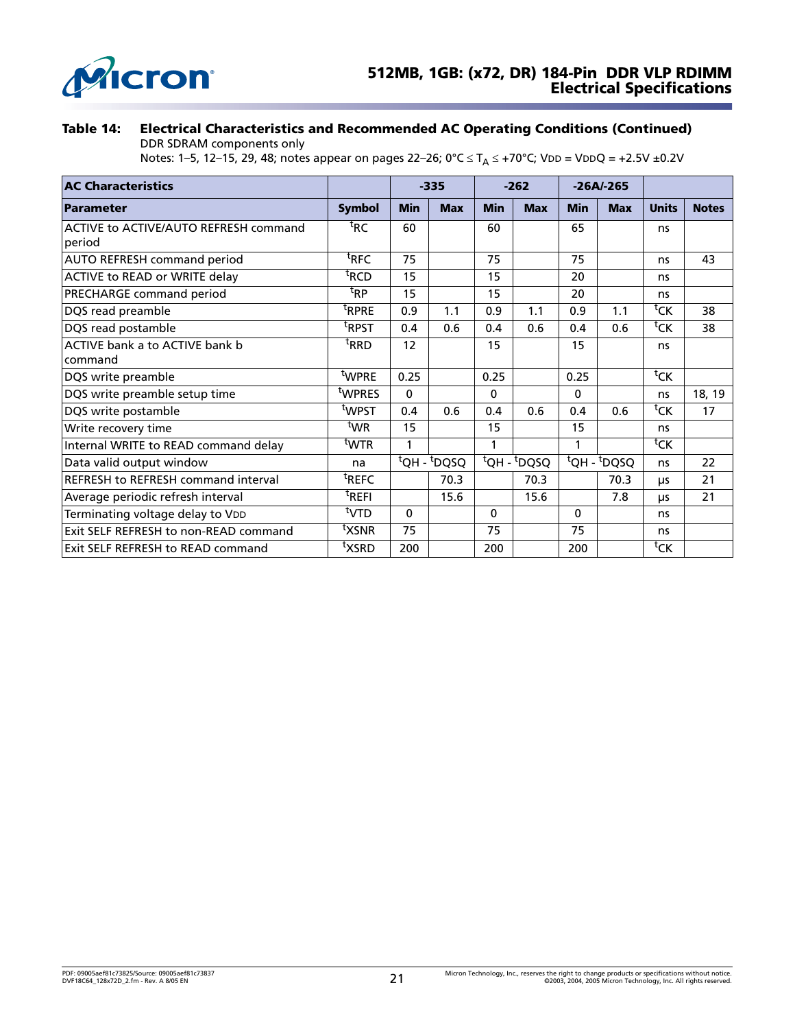**Table 14: Electrical Characteristics and Recommended AC Operating Conditions (Continued)**

DDR SDRAM components only

Notes: 1–5, 12–15, 29, 48; notes appear on pages 22–26; 0°C ≤ $T_A$ ≤ +70°C; VDD = VDDQ = +2.5V ±0.2V

| AC Characteristics | | -335 | | -262 | | -26A/-265 | | | |
|---|---|---|---|---|---|---|---|---|---|
| **Parameter** | **Symbol** | **Min** | **Max** | **Min** | **Max** | **Min** | **Max** | **Units** | **Notes** |
| ACTIVE to ACTIVE/AUTO REFRESH command period | tRC | 60 | | 60 | | 65 | | ns | |
| AUTO REFRESH command period | tRFC | 75 | | 75 | | 75 | | ns | 43 |
| ACTIVE to READ or WRITE delay | tRCD | 15 | | 15 | | 20 | | ns | |
| PRECHARGE command period | tRP | 15 | | 15 | | 20 | | ns | |
| DQS read preamble | tRPRE | 0.9 | 1.1 | 0.9 | 1.1 | 0.9 | 1.1 | tCK | 38 |
| DQS read postamble | tRPST | 0.4 | 0.6 | 0.4 | 0.6 | 0.4 | 0.6 | tCK | 38 |
| ACTIVE bank a to ACTIVE bank b command | tRRD | 12 | | 15 | | 15 | | ns | |
| DQS write preamble | tWPRE | 0.25 | | 0.25 | | 0.25 | | tCK | |
| DQS write preamble setup time | tWPRES | 0 | | 0 | | 0 | | ns | 18, 19 |
| DQS write postamble | tWPST | 0.4 | 0.6 | 0.4 | 0.6 | 0.4 | 0.6 | tCK | 17 |
| Write recovery time | tWR | 15 | | 15 | | 15 | | ns | |
| Internal WRITE to READ command delay | tWTR | 1 | | 1 | | 1 | | tCK | |
| Data valid output window | na | tQH - tDQSQ | | tQH - tDQSQ | | tQH - tDQSQ | | ns | 22 |
| REFRESH to REFRESH command interval | tREFC | | 70.3 | | 70.3 | | 70.3 | µs | 21 |
| Average periodic refresh interval | tREFI | | 15.6 | | 15.6 | | 7.8 | µs | 21 |
| Terminating voltage delay to VDD | tVTD | 0 | | 0 | | 0 | | ns | |
| Exit SELF REFRESH to non-READ command | tXSNR | 75 | | 75 | | 75 | | ns | |
| Exit SELF REFRESH to READ command | tXSRD | 200 | | 200 | | 200 | | tCK | |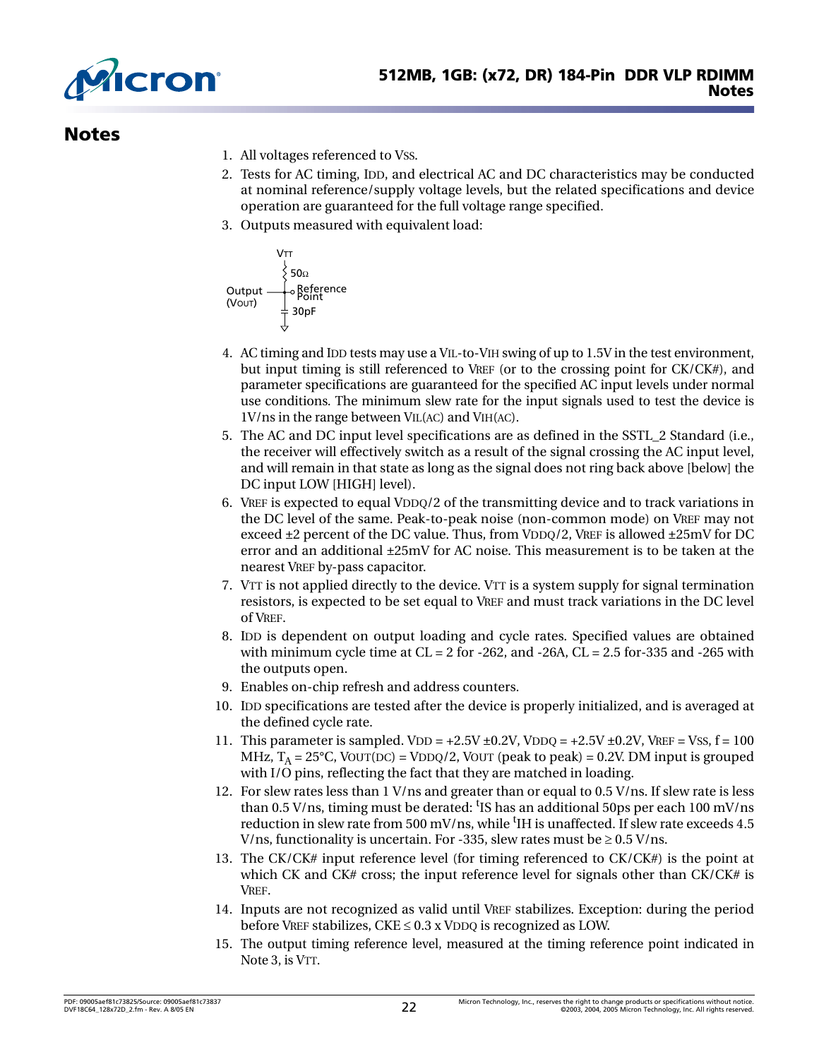# Notes

1. All voltages referenced to VSS.
2. Tests for AC timing, IDD, and electrical AC and DC characteristics may be conducted at nominal reference/supply voltage levels, but the related specifications and device operation are guaranteed for the full voltage range specified.
3. Outputs measured with equivalent load:

   VTT — 50Ω — Output (VOUT) — Reference Point — 30pF

4. AC timing and IDD tests may use a VIL-to-VIH swing of up to 1.5V in the test environment, but input timing is still referenced to VREF (or to the crossing point for CK/CK#), and parameter specifications are guaranteed for the specified AC input levels under normal use conditions. The minimum slew rate for the input signals used to test the device is 1V/ns in the range between VIL(AC) and VIH(AC).
5. The AC and DC input level specifications are as defined in the SSTL_2 Standard (i.e., the receiver will effectively switch as a result of the signal crossing the AC input level, and will remain in that state as long as the signal does not ring back above [below] the DC input LOW [HIGH] level).
6. VREF is expected to equal VDDQ/2 of the transmitting device and to track variations in the DC level of the same. Peak-to-peak noise (non-common mode) on VREF may not exceed ±2 percent of the DC value. Thus, from VDDQ/2, VREF is allowed ±25mV for DC error and an additional ±25mV for AC noise. This measurement is to be taken at the nearest VREF by-pass capacitor.
7. VTT is not applied directly to the device. VTT is a system supply for signal termination resistors, is expected to be set equal to VREF and must track variations in the DC level of VREF.
8. IDD is dependent on output loading and cycle rates. Specified values are obtained with minimum cycle time at CL = 2 for -262, and -26A, CL = 2.5 for-335 and -265 with the outputs open.
9. Enables on-chip refresh and address counters.
10. IDD specifications are tested after the device is properly initialized, and is averaged at the defined cycle rate.
11. This parameter is sampled. VDD = +2.5V ±0.2V, VDDQ = +2.5V ±0.2V, VREF = VSS, f = 100 MHz, $T_A$ = 25°C, VOUT(DC) = VDDQ/2, VOUT (peak to peak) = 0.2V. DM input is grouped with I/O pins, reflecting the fact that they are matched in loading.
12. For slew rates less than 1 V/ns and greater than or equal to 0.5 V/ns. If slew rate is less than 0.5 V/ns, timing must be derated: $^t$IS has an additional 50ps per each 100 mV/ns reduction in slew rate from 500 mV/ns, while $^t$IH is unaffected. If slew rate exceeds 4.5 V/ns, functionality is uncertain. For -335, slew rates must be ≥ 0.5 V/ns.
13. The CK/CK# input reference level (for timing referenced to CK/CK#) is the point at which CK and CK# cross; the input reference level for signals other than CK/CK# is VREF.
14. Inputs are not recognized as valid until VREF stabilizes. Exception: during the period before VREF stabilizes, CKE ≤ 0.3 x VDDQ is recognized as LOW.
15. The output timing reference level, measured at the timing reference point indicated in Note 3, is VTT.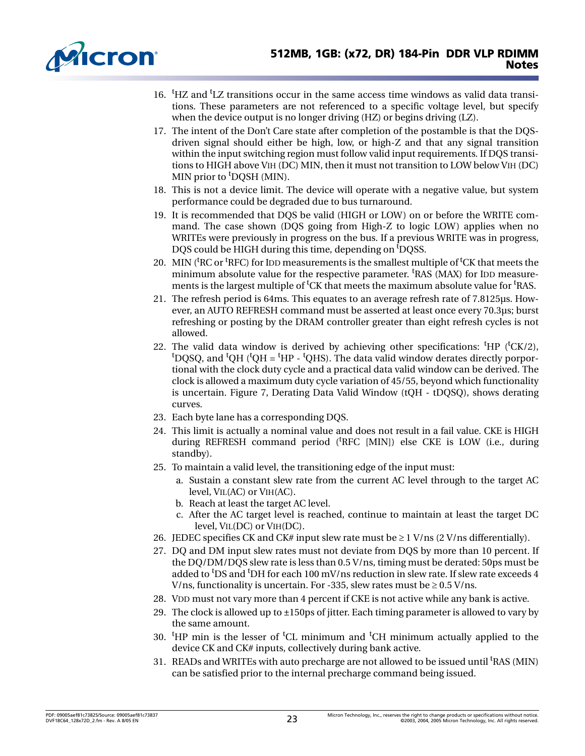16. $^t$HZ and $^t$LZ transitions occur in the same access time windows as valid data transitions. These parameters are not referenced to a specific voltage level, but specify when the device output is no longer driving (HZ) or begins driving (LZ).
17. The intent of the Don't Care state after completion of the postamble is that the DQS-driven signal should either be high, low, or high-Z and that any signal transition within the input switching region must follow valid input requirements. If DQS transitions to HIGH above $V_{IH}$ (DC) MIN, then it must not transition to LOW below $V_{IH}$ (DC) MIN prior to $^t$DQSH (MIN).
18. This is not a device limit. The device will operate with a negative value, but system performance could be degraded due to bus turnaround.
19. It is recommended that DQS be valid (HIGH or LOW) on or before the WRITE command. The case shown (DQS going from High-Z to logic LOW) applies when no WRITEs were previously in progress on the bus. If a previous WRITE was in progress, DQS could be HIGH during this time, depending on $^t$DQSS.
20. MIN ($^t$RC or $^t$RFC) for $I_{DD}$ measurements is the smallest multiple of $^t$CK that meets the minimum absolute value for the respective parameter. $^t$RAS (MAX) for $I_{DD}$ measurements is the largest multiple of $^t$CK that meets the maximum absolute value for $^t$RAS.
21. The refresh period is 64ms. This equates to an average refresh rate of 7.8125µs. However, an AUTO REFRESH command must be asserted at least once every 70.3µs; burst refreshing or posting by the DRAM controller greater than eight refresh cycles is not allowed.
22. The valid data window is derived by achieving other specifications: $^t$HP ($^t$CK/2), $^t$DQSQ, and $^t$QH ($^t$QH = $^t$HP - $^t$QHS). The data valid window derates directly porportional with the clock duty cycle and a practical data valid window can be derived. The clock is allowed a maximum duty cycle variation of 45/55, beyond which functionality is uncertain. Figure 7, Derating Data Valid Window (tQH - tDQSQ), shows derating curves.
23. Each byte lane has a corresponding DQS.
24. This limit is actually a nominal value and does not result in a fail value. CKE is HIGH during REFRESH command period ($^t$RFC [MIN]) else CKE is LOW (i.e., during standby).
25. To maintain a valid level, the transitioning edge of the input must:
    a. Sustain a constant slew rate from the current AC level through to the target AC level, $V_{IL}$(AC) or $V_{IH}$(AC).
    b. Reach at least the target AC level.
    c. After the AC target level is reached, continue to maintain at least the target DC level, $V_{IL}$(DC) or $V_{IH}$(DC).
26. JEDEC specifies CK and CK# input slew rate must be ≥ 1 V/ns (2 V/ns differentially).
27. DQ and DM input slew rates must not deviate from DQS by more than 10 percent. If the DQ/DM/DQS slew rate is less than 0.5 V/ns, timing must be derated: 50ps must be added to $^t$DS and $^t$DH for each 100 mV/ns reduction in slew rate. If slew rate exceeds 4 V/ns, functionality is uncertain. For -335, slew rates must be ≥ 0.5 V/ns.
28. $V_{DD}$ must not vary more than 4 percent if CKE is not active while any bank is active.
29. The clock is allowed up to ±150ps of jitter. Each timing parameter is allowed to vary by the same amount.
30. $^t$HP min is the lesser of $^t$CL minimum and $^t$CH minimum actually applied to the device CK and CK# inputs, collectively during bank active.
31. READs and WRITEs with auto precharge are not allowed to be issued until $^t$RAS (MIN) can be satisfied prior to the internal precharge command being issued.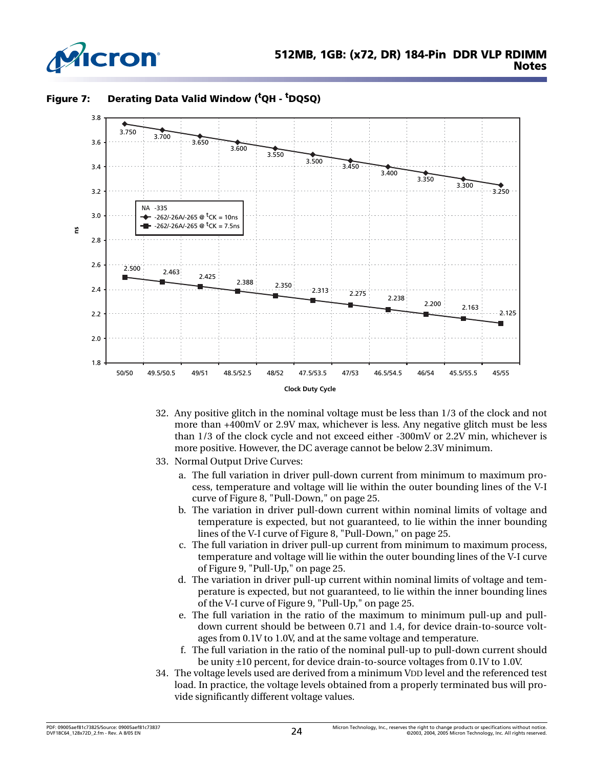**Figure 7: Derating Data Valid Window ($^tQH$ - $^tDQSQ$)**

| Clock Duty Cycle | -262/-26A/-265 @ $^tCK$ = 10ns (ns) | -262/-26A/-265 @ $^tCK$ = 7.5ns (ns) |
|---|---|---|
| 50/50 | 3.750 | 2.500 |
| 49.5/50.5 | 3.700 | 2.463 |
| 49/51 | 3.650 | 2.425 |
| 48.5/52.5 | 3.600 | 2.388 |
| 48/52 | 3.550 | 2.350 |
| 47.5/53.5 | 3.500 | 2.313 |
| 47/53 | 3.450 | 2.275 |
| 46.5/54.5 | 3.400 | 2.238 |
| 46/54 | 3.350 | 2.200 |
| 45.5/55.5 | 3.300 | 2.163 |
| 45/55 | 3.250 | 2.125 |

NA -335

32. Any positive glitch in the nominal voltage must be less than 1/3 of the clock and not more than +400mV or 2.9V max, whichever is less. Any negative glitch must be less than 1/3 of the clock cycle and not exceed either -300mV or 2.2V min, whichever is more positive. However, the DC average cannot be below 2.3V minimum.
33. Normal Output Drive Curves:
    a. The full variation in driver pull-down current from minimum to maximum process, temperature and voltage will lie within the outer bounding lines of the V-I curve of Figure 8, "Pull-Down," on page 25.
    b. The variation in driver pull-down current within nominal limits of voltage and temperature is expected, but not guaranteed, to lie within the inner bounding lines of the V-I curve of Figure 8, "Pull-Down," on page 25.
    c. The full variation in driver pull-up current from minimum to maximum process, temperature and voltage will lie within the outer bounding lines of the V-I curve of Figure 9, "Pull-Up," on page 25.
    d. The variation in driver pull-up current within nominal limits of voltage and temperature is expected, but not guaranteed, to lie within the inner bounding lines of the V-I curve of Figure 9, "Pull-Up," on page 25.
    e. The full variation in the ratio of the maximum to minimum pull-up and pull-down current should be between 0.71 and 1.4, for device drain-to-source voltages from 0.1V to 1.0V, and at the same voltage and temperature.
    f. The full variation in the ratio of the nominal pull-up to pull-down current should be unity ±10 percent, for device drain-to-source voltages from 0.1V to 1.0V.
34. The voltage levels used are derived from a minimum VDD level and the referenced test load. In practice, the voltage levels obtained from a properly terminated bus will provide significantly different voltage values.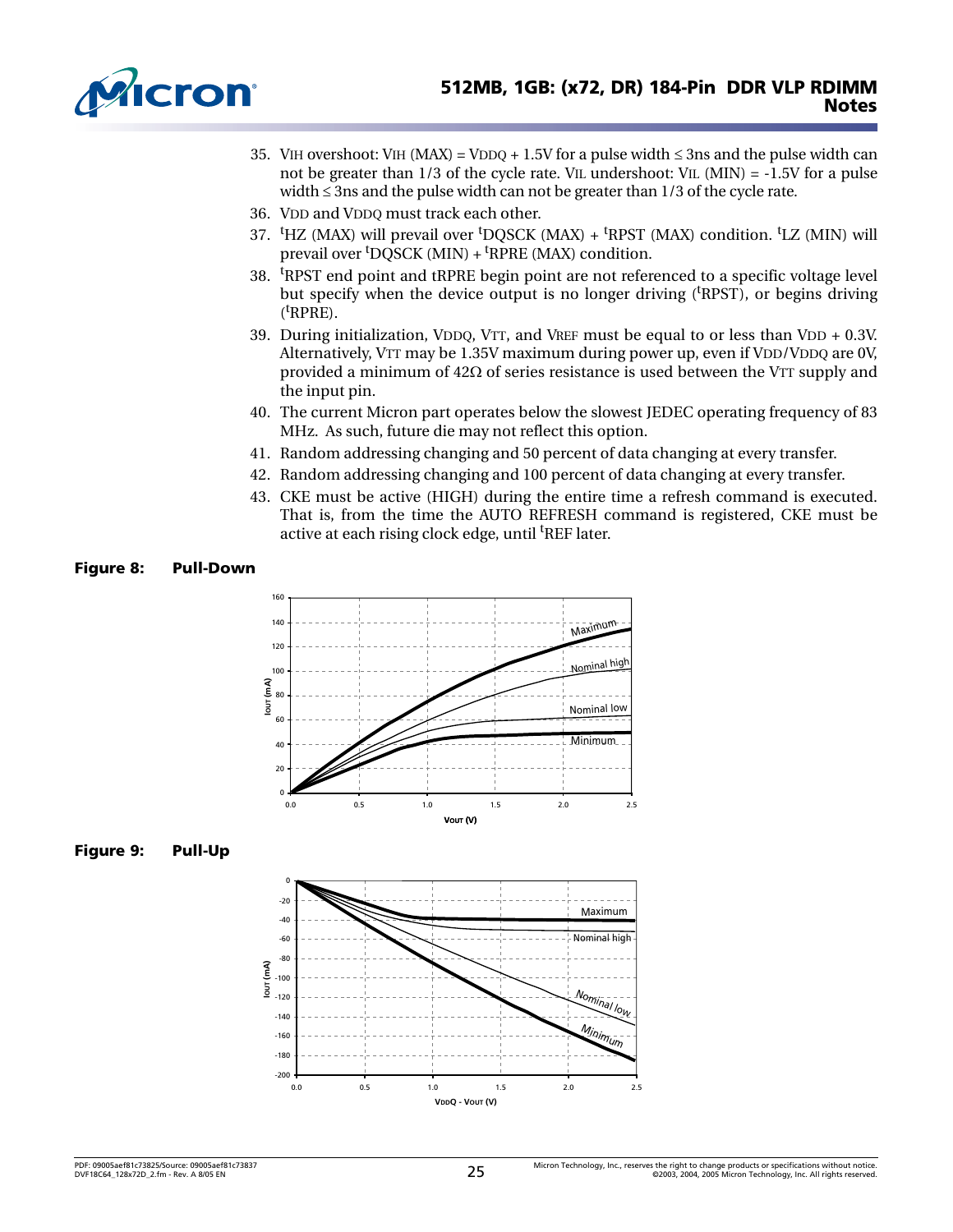35. $V_{IH}$ overshoot: $V_{IH}$ (MAX) = $V_{DDQ}$ + 1.5V for a pulse width ≤ 3ns and the pulse width can not be greater than 1/3 of the cycle rate. $V_{IL}$ undershoot: $V_{IL}$ (MIN) = -1.5V for a pulse width ≤ 3ns and the pulse width can not be greater than 1/3 of the cycle rate.
36. $V_{DD}$ and $V_{DDQ}$ must track each other.
37. $^tHZ$ (MAX) will prevail over $^tDQSCK$ (MAX) + $^tRPST$ (MAX) condition. $^tLZ$ (MIN) will prevail over $^tDQSCK$ (MIN) + $^tRPRE$ (MAX) condition.
38. $^tRPST$ end point and tRPRE begin point are not referenced to a specific voltage level but specify when the device output is no longer driving ($^tRPST$), or begins driving ($^tRPRE$).
39. During initialization, $V_{DDQ}$, $V_{TT}$, and $V_{REF}$ must be equal to or less than $V_{DD}$ + 0.3V. Alternatively, $V_{TT}$ may be 1.35V maximum during power up, even if $V_{DD}$/$V_{DDQ}$ are 0V, provided a minimum of 42Ω of series resistance is used between the $V_{TT}$ supply and the input pin.
40. The current Micron part operates below the slowest JEDEC operating frequency of 83 MHz. As such, future die may not reflect this option.
41. Random addressing changing and 50 percent of data changing at every transfer.
42. Random addressing changing and 100 percent of data changing at every transfer.
43. CKE must be active (HIGH) during the entire time a refresh command is executed. That is, from the time the AUTO REFRESH command is registered, CKE must be active at each rising clock edge, until $^tREF$ later.

**Figure 8: Pull-Down**

**Figure 9: Pull-Up**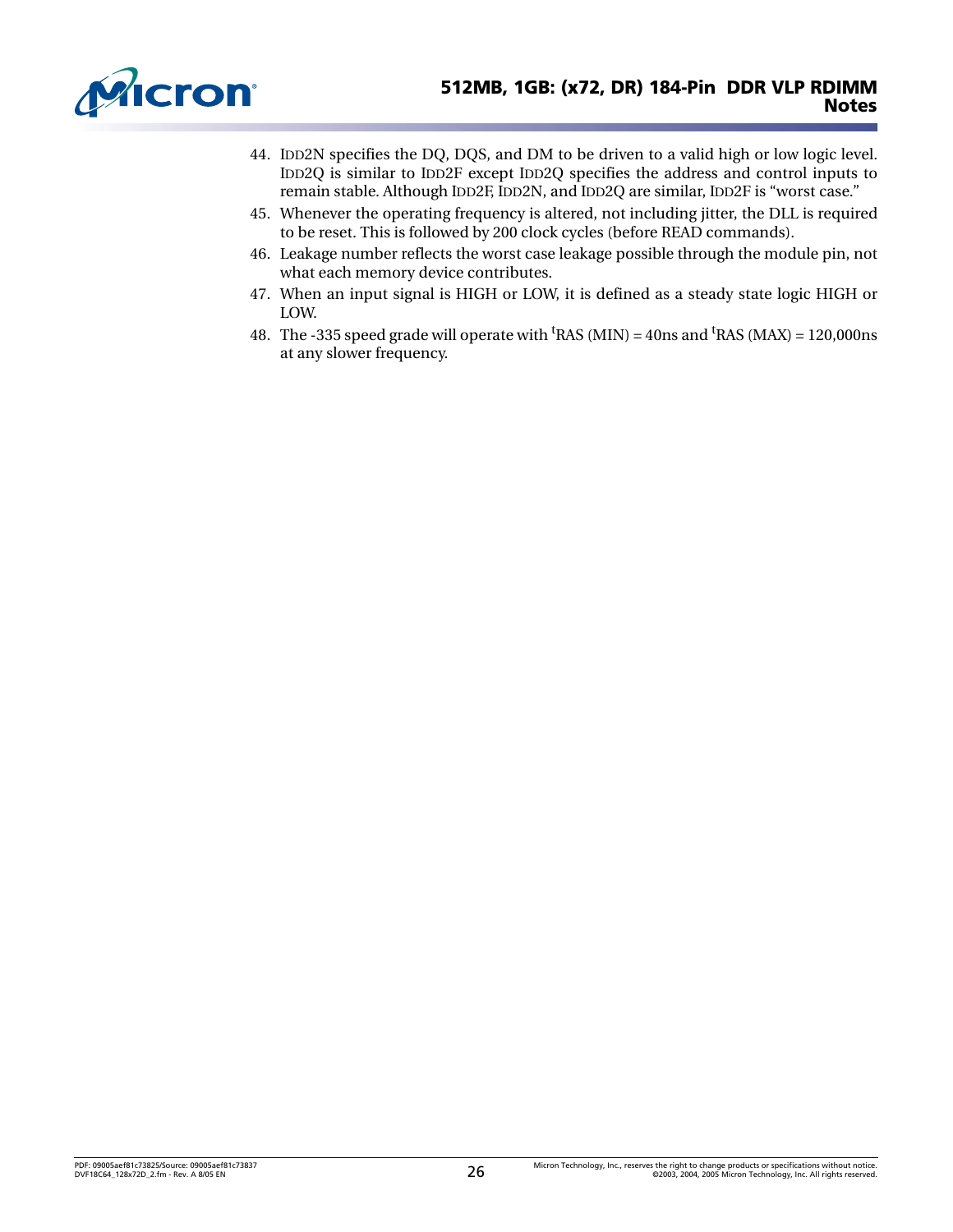44. IDD2N specifies the DQ, DQS, and DM to be driven to a valid high or low logic level. IDD2Q is similar to IDD2F except IDD2Q specifies the address and control inputs to remain stable. Although IDD2F, IDD2N, and IDD2Q are similar, IDD2F is "worst case."
45. Whenever the operating frequency is altered, not including jitter, the DLL is required to be reset. This is followed by 200 clock cycles (before READ commands).
46. Leakage number reflects the worst case leakage possible through the module pin, not what each memory device contributes.
47. When an input signal is HIGH or LOW, it is defined as a steady state logic HIGH or LOW.
48. The -335 speed grade will operate with $^{t}$RAS (MIN) = 40ns and $^{t}$RAS (MAX) = 120,000ns at any slower frequency.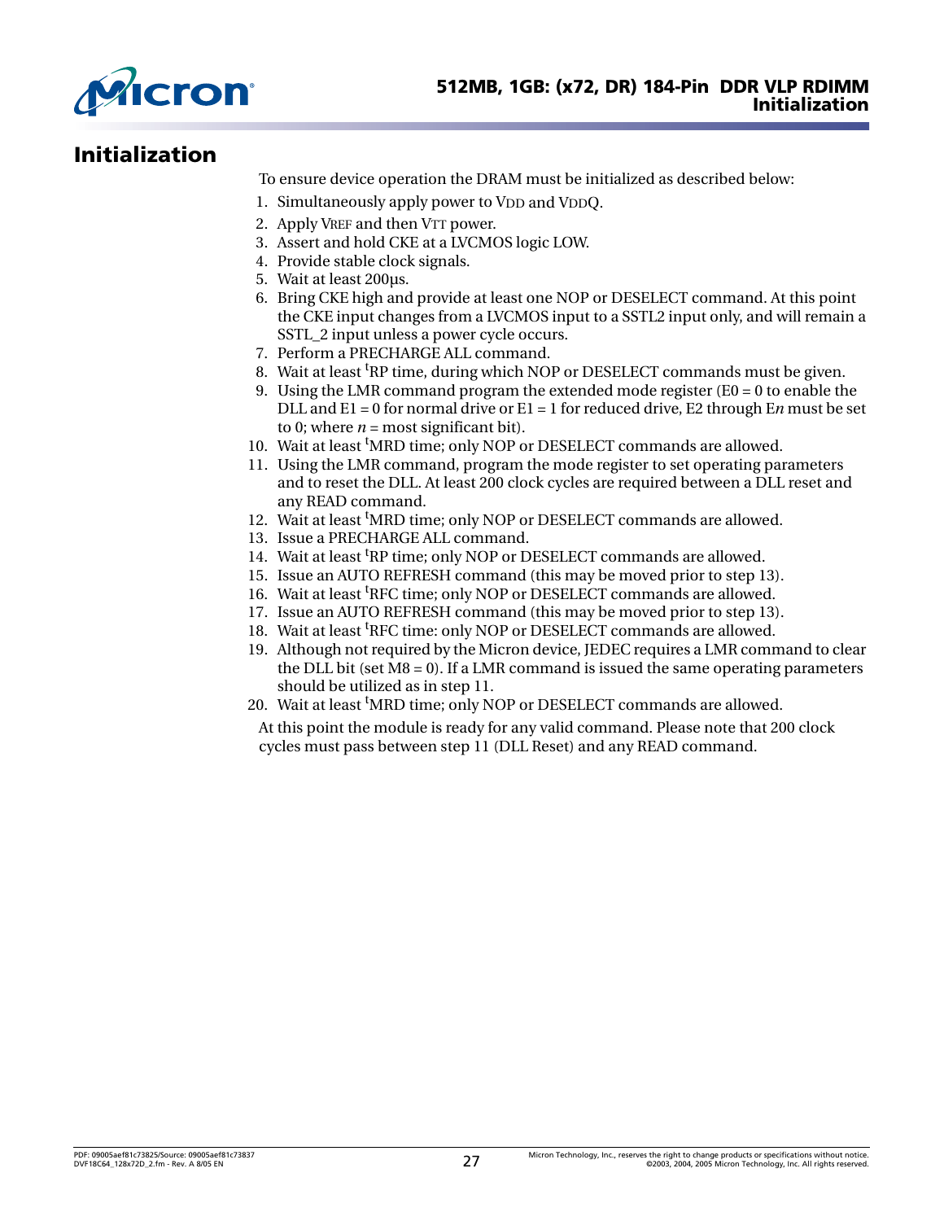# Initialization

To ensure device operation the DRAM must be initialized as described below:

1. Simultaneously apply power to $V_{DD}$ and $V_{DDQ}$.
2. Apply $V_{REF}$ and then $V_{TT}$ power.
3. Assert and hold CKE at a LVCMOS logic LOW.
4. Provide stable clock signals.
5. Wait at least 200µs.
6. Bring CKE high and provide at least one NOP or DESELECT command. At this point the CKE input changes from a LVCMOS input to a SSTL2 input only, and will remain a SSTL_2 input unless a power cycle occurs.
7. Perform a PRECHARGE ALL command.
8. Wait at least $^tRP$ time, during which NOP or DESELECT commands must be given.
9. Using the LMR command program the extended mode register (E0 = 0 to enable the DLL and E1 = 0 for normal drive or E1 = 1 for reduced drive, E2 through E*n* must be set to 0; where *n* = most significant bit).
10. Wait at least $^tMRD$ time; only NOP or DESELECT commands are allowed.
11. Using the LMR command, program the mode register to set operating parameters and to reset the DLL. At least 200 clock cycles are required between a DLL reset and any READ command.
12. Wait at least $^tMRD$ time; only NOP or DESELECT commands are allowed.
13. Issue a PRECHARGE ALL command.
14. Wait at least $^tRP$ time; only NOP or DESELECT commands are allowed.
15. Issue an AUTO REFRESH command (this may be moved prior to step 13).
16. Wait at least $^tRFC$ time; only NOP or DESELECT commands are allowed.
17. Issue an AUTO REFRESH command (this may be moved prior to step 13).
18. Wait at least $^tRFC$ time: only NOP or DESELECT commands are allowed.
19. Although not required by the Micron device, JEDEC requires a LMR command to clear the DLL bit (set M8 = 0). If a LMR command is issued the same operating parameters should be utilized as in step 11.
20. Wait at least $^tMRD$ time; only NOP or DESELECT commands are allowed.

At this point the module is ready for any valid command. Please note that 200 clock cycles must pass between step 11 (DLL Reset) and any READ command.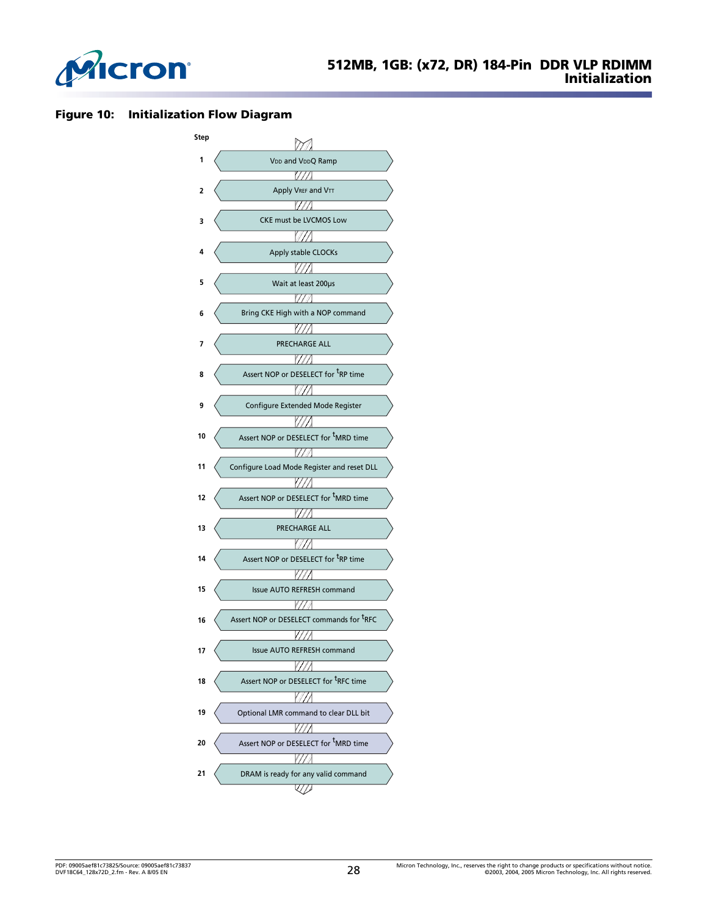**Figure 10: Initialization Flow Diagram**

| Step | |
|---|---|
| 1 | $V_{DD}$ and $V_{DD}Q$ Ramp |
| 2 | Apply $V_{REF}$ and $V_{TT}$ |
| 3 | CKE must be LVCMOS Low |
| 4 | Apply stable CLOCKs |
| 5 | Wait at least 200µs |
| 6 | Bring CKE High with a NOP command |
| 7 | PRECHARGE ALL |
| 8 | Assert NOP or DESELECT for $^tRP$ time |
| 9 | Configure Extended Mode Register |
| 10 | Assert NOP or DESELECT for $^tMRD$ time |
| 11 | Configure Load Mode Register and reset DLL |
| 12 | Assert NOP or DESELECT for $^tMRD$ time |
| 13 | PRECHARGE ALL |
| 14 | Assert NOP or DESELECT for $^tRP$ time |
| 15 | Issue AUTO REFRESH command |
| 16 | Assert NOP or DESELECT commands for $^tRFC$ |
| 17 | Issue AUTO REFRESH command |
| 18 | Assert NOP or DESELECT for $^tRFC$ time |
| 19 | Optional LMR command to clear DLL bit |
| 20 | Assert NOP or DESELECT for $^tMRD$ time |
| 21 | DRAM is ready for any valid command |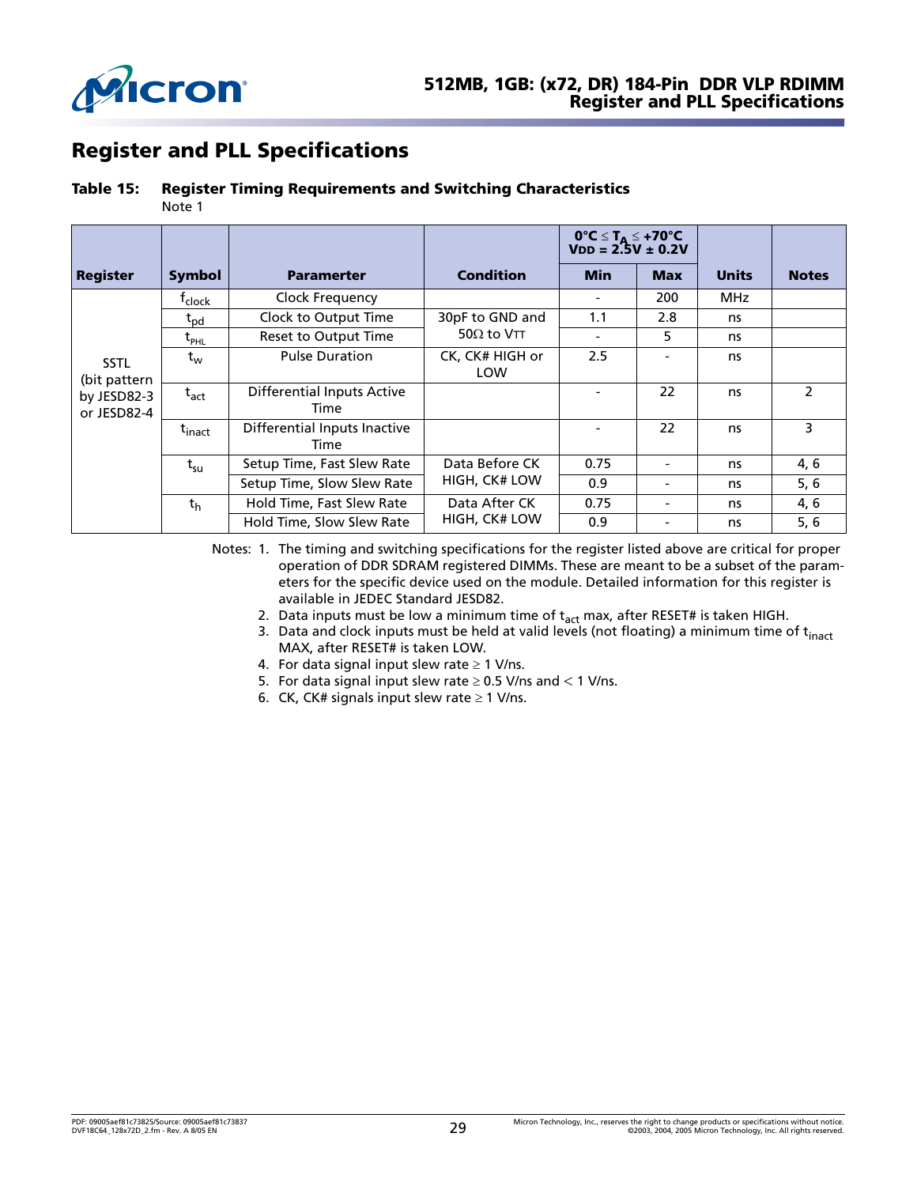# Register and PLL Specifications

**Table 15: Register Timing Requirements and Switching Characteristics**

Note 1

| Register | Symbol | Paramerter | Condition | $0°C \leq T_A \leq +70°C$ $V_{DD} = 2.5V \pm 0.2V$ | | Units | Notes |
|---|---|---|---|---|---|---|---|
| | | | | Min | Max | | |
| SSTL (bit pattern by JESD82-3 or JESD82-4 | $t_{clock}$ | Clock Frequency | | - | 200 | MHz | |
| | $t_{pd}$ | Clock to Output Time | 30pF to GND and 50Ω to $V_{TT}$ | 1.1 | 2.8 | ns | |
| | $t_{PHL}$ | Reset to Output Time | | - | 5 | ns | |
| | $t_W$ | Pulse Duration | CK, CK# HIGH or LOW | 2.5 | - | ns | |
| | $t_{act}$ | Differential Inputs Active Time | | - | 22 | ns | 2 |
| | $t_{inact}$ | Differential Inputs Inactive Time | | - | 22 | ns | 3 |
| | $t_{su}$ | Setup Time, Fast Slew Rate | Data Before CK HIGH, CK# LOW | 0.75 | - | ns | 4, 6 |
| | | Setup Time, Slow Slew Rate | | 0.9 | - | ns | 5, 6 |
| | $t_h$ | Hold Time, Fast Slew Rate | Data After CK HIGH, CK# LOW | 0.75 | - | ns | 4, 6 |
| | | Hold Time, Slow Slew Rate | | 0.9 | - | ns | 5, 6 |

Notes:
1. The timing and switching specifications for the register listed above are critical for proper operation of DDR SDRAM registered DIMMs. These are meant to be a subset of the parameters for the specific device used on the module. Detailed information for this register is available in JEDEC Standard JESD82.
2. Data inputs must be low a minimum time of $t_{act}$ max, after RESET# is taken HIGH.
3. Data and clock inputs must be held at valid levels (not floating) a minimum time of $t_{inact}$ MAX, after RESET# is taken LOW.
4. For data signal input slew rate ≥ 1 V/ns.
5. For data signal input slew rate ≥ 0.5 V/ns and < 1 V/ns.
6. CK, CK# signals input slew rate ≥ 1 V/ns.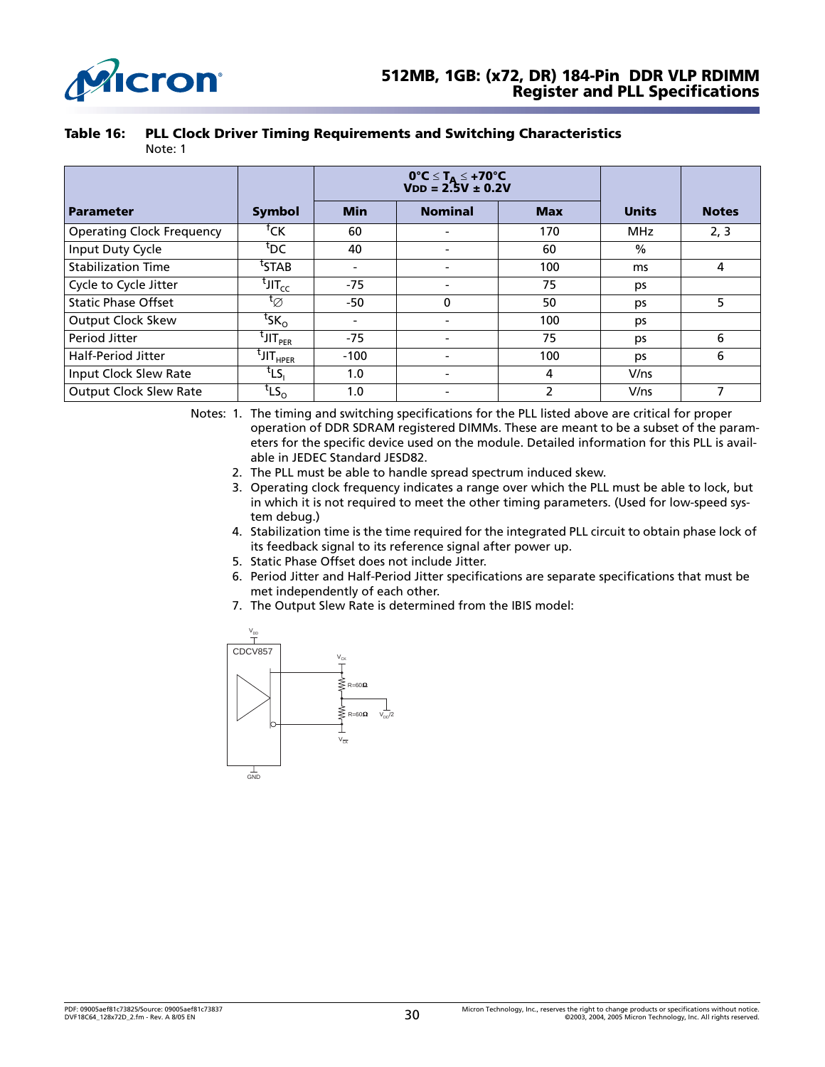**Table 16: PLL Clock Driver Timing Requirements and Switching Characteristics**

Note: 1

| Parameter | Symbol | $0°C \leq T_A \leq +70°C$ $V_{DD} = 2.5V \pm 0.2V$ | | | Units | Notes |
|---|---|---|---|---|---|---|
| | | Min | Nominal | Max | | |
| Operating Clock Frequency | $^tCK$ | 60 | - | 170 | MHz | 2, 3 |
| Input Duty Cycle | $^tDC$ | 40 | - | 60 | % | |
| Stabilization Time | $^tSTAB$ | - | - | 100 | ms | 4 |
| Cycle to Cycle Jitter | $^tJIT_{CC}$ | -75 | - | 75 | ps | |
| Static Phase Offset | $^t\varnothing$ | -50 | 0 | 50 | ps | 5 |
| Output Clock Skew | $^tSK_O$ | - | - | 100 | ps | |
| Period Jitter | $^tJIT_{PER}$ | -75 | - | 75 | ps | 6 |
| Half-Period Jitter | $^tJIT_{HPER}$ | -100 | - | 100 | ps | 6 |
| Input Clock Slew Rate | $^tLS_I$ | 1.0 | - | 4 | V/ns | |
| Output Clock Slew Rate | $^tLS_O$ | 1.0 | - | 2 | V/ns | 7 |

Notes:
1. The timing and switching specifications for the PLL listed above are critical for proper operation of DDR SDRAM registered DIMMs. These are meant to be a subset of the parameters for the specific device used on the module. Detailed information for this PLL is available in JEDEC Standard JESD82.
2. The PLL must be able to handle spread spectrum induced skew.
3. Operating clock frequency indicates a range over which the PLL must be able to lock, but in which it is not required to meet the other timing parameters. (Used for low-speed system debug.)
4. Stabilization time is the time required for the integrated PLL circuit to obtain phase lock of its feedback signal to its reference signal after power up.
5. Static Phase Offset does not include Jitter.
6. Period Jitter and Half-Period Jitter specifications are separate specifications that must be met independently of each other.
7. The Output Slew Rate is determined from the IBIS model:

$V_{DD}$, CDCV857, $V_{CK}$, R=60Ω, R=60Ω, $V_{DD}/2$, $\overline{V_{CK}}$, GND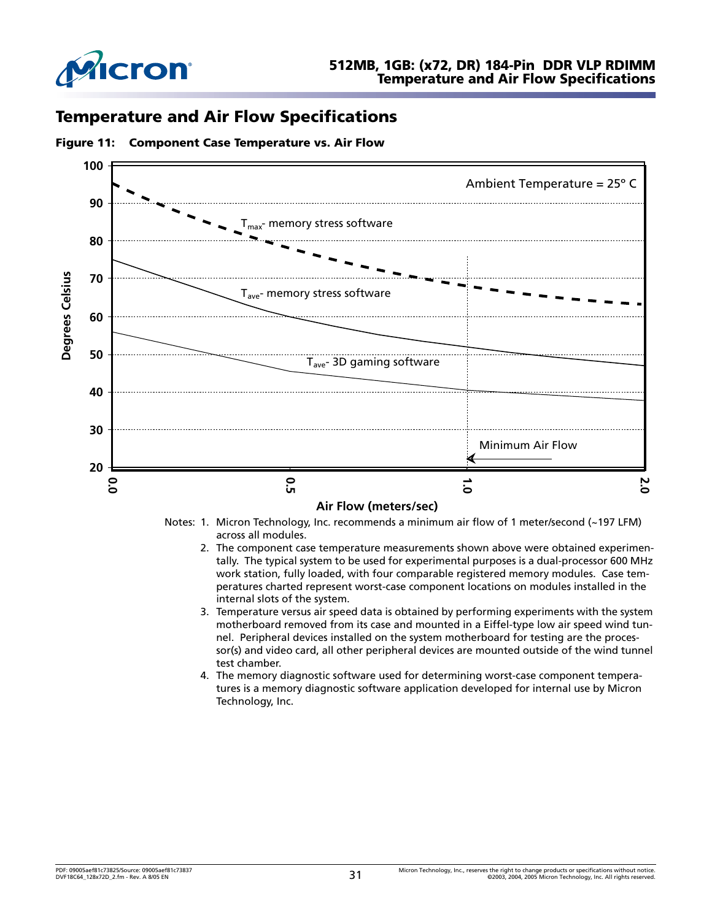# Temperature and Air Flow Specifications

**Figure 11: Component Case Temperature vs. Air Flow**

Notes:
1. Micron Technology, Inc. recommends a minimum air flow of 1 meter/second (~197 LFM) across all modules.
2. The component case temperature measurements shown above were obtained experimentally. The typical system to be used for experimental purposes is a dual-processor 600 MHz work station, fully loaded, with four comparable registered memory modules. Case temperatures charted represent worst-case component locations on modules installed in the internal slots of the system.
3. Temperature versus air speed data is obtained by performing experiments with the system motherboard removed from its case and mounted in a Eiffel-type low air speed wind tunnel. Peripheral devices installed on the system motherboard for testing are the processor(s) and video card, all other peripheral devices are mounted outside of the wind tunnel test chamber.
4. The memory diagnostic software used for determining worst-case component temperatures is a memory diagnostic software application developed for internal use by Micron Technology, Inc.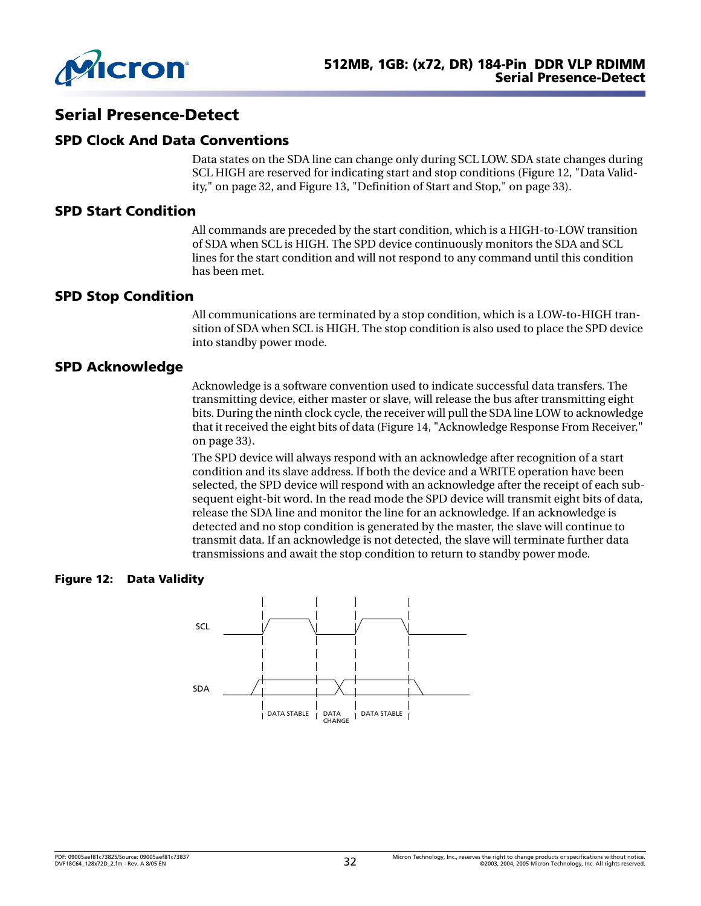# Serial Presence-Detect

## SPD Clock And Data Conventions

Data states on the SDA line can change only during SCL LOW. SDA state changes during SCL HIGH are reserved for indicating start and stop conditions (Figure 12, "Data Validity," on page 32, and Figure 13, "Definition of Start and Stop," on page 33).

## SPD Start Condition

All commands are preceded by the start condition, which is a HIGH-to-LOW transition of SDA when SCL is HIGH. The SPD device continuously monitors the SDA and SCL lines for the start condition and will not respond to any command until this condition has been met.

## SPD Stop Condition

All communications are terminated by a stop condition, which is a LOW-to-HIGH transition of SDA when SCL is HIGH. The stop condition is also used to place the SPD device into standby power mode.

## SPD Acknowledge

Acknowledge is a software convention used to indicate successful data transfers. The transmitting device, either master or slave, will release the bus after transmitting eight bits. During the ninth clock cycle, the receiver will pull the SDA line LOW to acknowledge that it received the eight bits of data (Figure 14, "Acknowledge Response From Receiver," on page 33).

The SPD device will always respond with an acknowledge after recognition of a start condition and its slave address. If both the device and a WRITE operation have been selected, the SPD device will respond with an acknowledge after the receipt of each subsequent eight-bit word. In the read mode the SPD device will transmit eight bits of data, release the SDA line and monitor the line for an acknowledge. If an acknowledge is detected and no stop condition is generated by the master, the slave will continue to transmit data. If an acknowledge is not detected, the slave will terminate further data transmissions and await the stop condition to return to standby power mode.

**Figure 12: Data Validity**

SCL

SDA

DATA STABLE | DATA CHANGE | DATA STABLE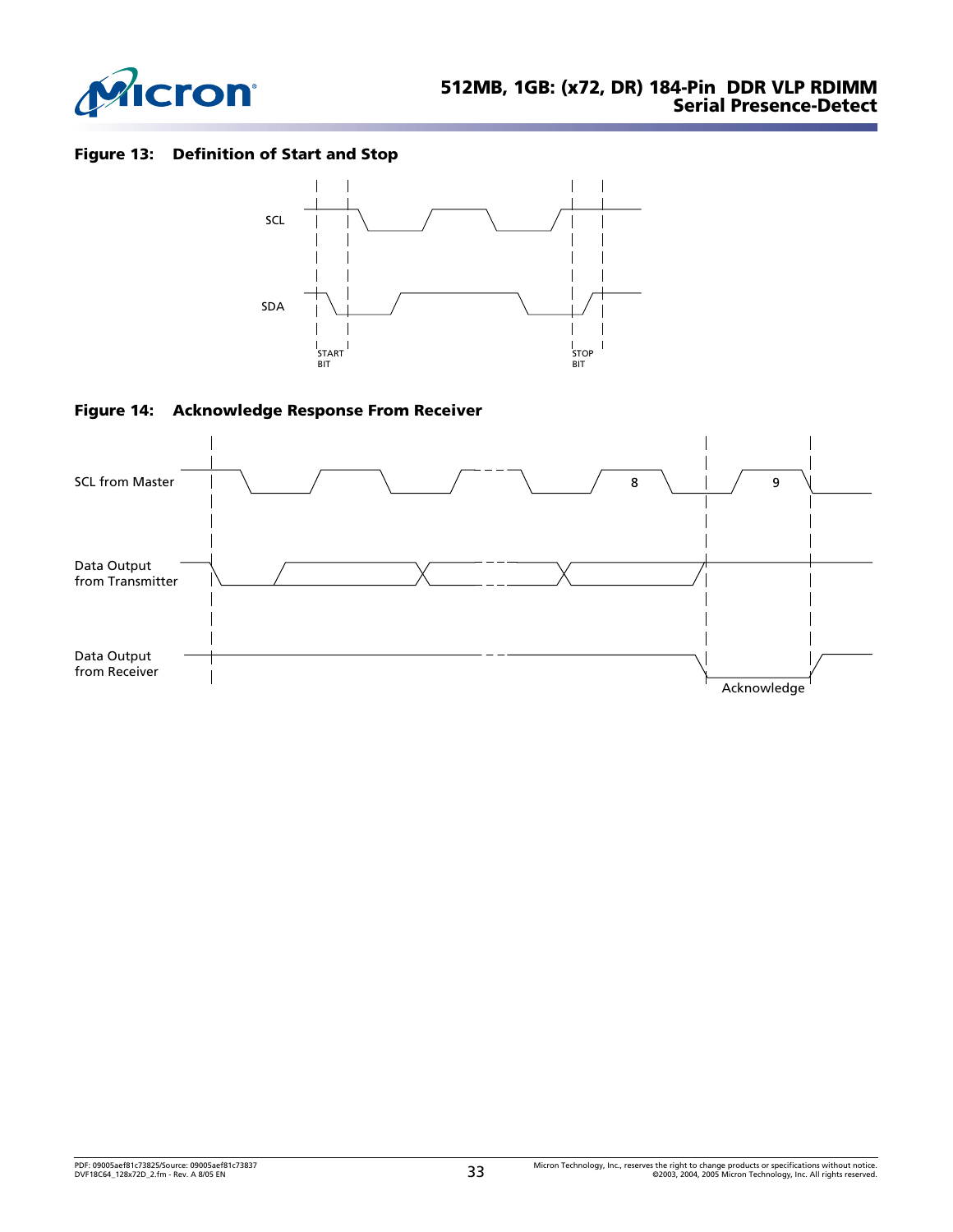**Figure 13: Definition of Start and Stop**

SCL

SDA

START BIT

STOP BIT

**Figure 14: Acknowledge Response From Receiver**

SCL from Master

8

9

Data Output from Transmitter

Data Output from Receiver

Acknowledge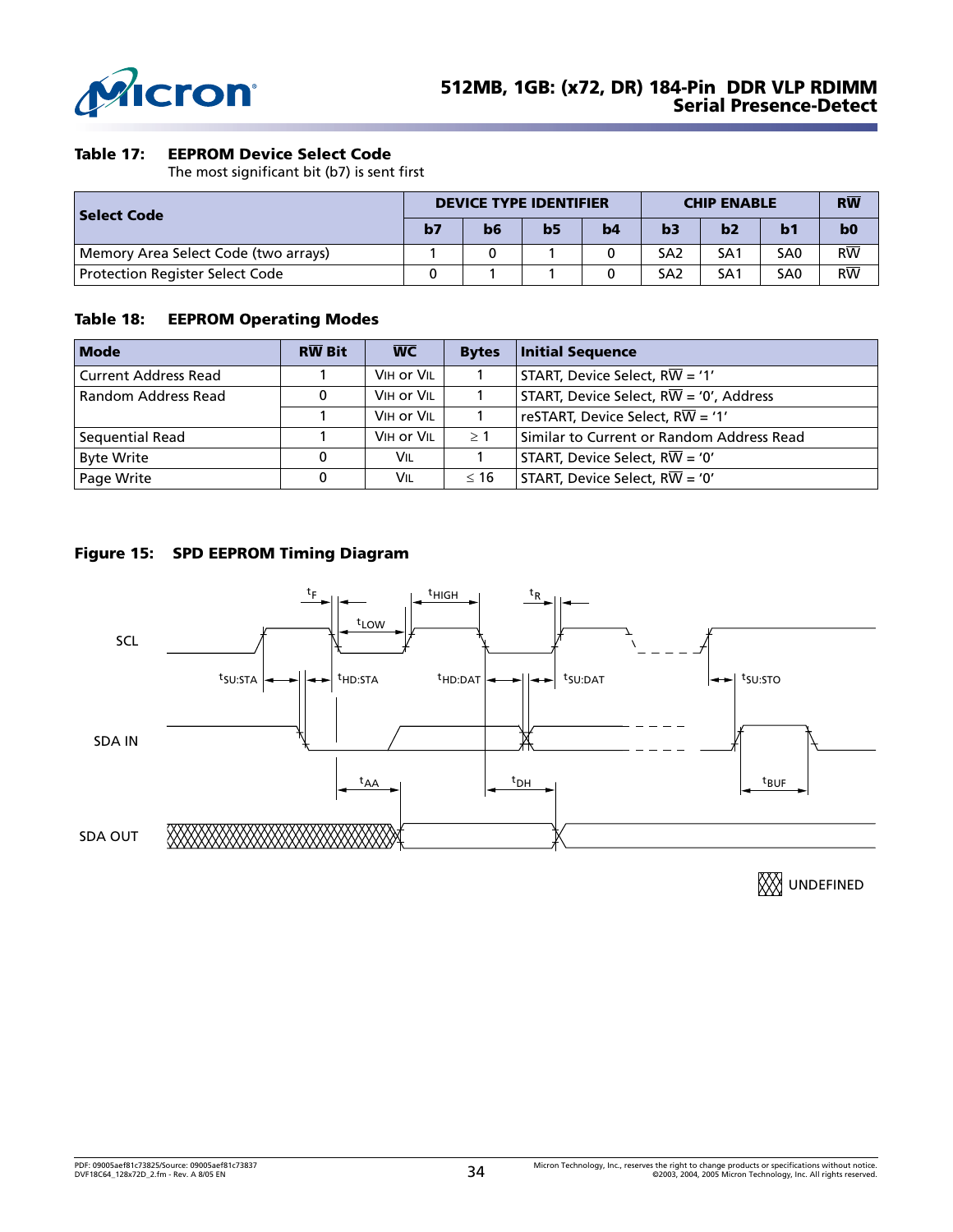**Table 17: EEPROM Device Select Code**

The most significant bit (b7) is sent first

| Select Code | DEVICE TYPE IDENTIFIER | | | | CHIP ENABLE | | | RW̅ |
|---|---|---|---|---|---|---|---|---|
| | b7 | b6 | b5 | b4 | b3 | b2 | b1 | b0 |
| Memory Area Select Code (two arrays) | 1 | 0 | 1 | 0 | SA2 | SA1 | SA0 | RW̅ |
| Protection Register Select Code | 0 | 1 | 1 | 0 | SA2 | SA1 | SA0 | RW̅ |

**Table 18: EEPROM Operating Modes**

| Mode | RW̅ Bit | W̅C̅ | Bytes | Initial Sequence |
|---|---|---|---|---|
| Current Address Read | 1 | $V_{IH}$ or $V_{IL}$ | 1 | START, Device Select, RW̅ = ‘1’ |
| Random Address Read | 0 | $V_{IH}$ or $V_{IL}$ | 1 | START, Device Select, RW̅ = ‘0’, Address |
| | 1 | $V_{IH}$ or $V_{IL}$ | 1 | reSTART, Device Select, RW̅ = ‘1’ |
| Sequential Read | 1 | $V_{IH}$ or $V_{IL}$ | ≥ 1 | Similar to Current or Random Address Read |
| Byte Write | 0 | $V_{IL}$ | 1 | START, Device Select, RW̅ = ‘0’ |
| Page Write | 0 | $V_{IL}$ | ≤ 16 | START, Device Select, RW̅ = ‘0’ |

**Figure 15: SPD EEPROM Timing Diagram**

SCL, SDA IN, SDA OUT — $t_F$, $t_{HIGH}$, $t_R$, $t_{LOW}$, $t_{SU:STA}$, $t_{HD:STA}$, $t_{HD:DAT}$, $t_{SU:DAT}$, $t_{SU:STO}$, $t_{AA}$, $t_{DH}$, $t_{BUF}$

UNDEFINED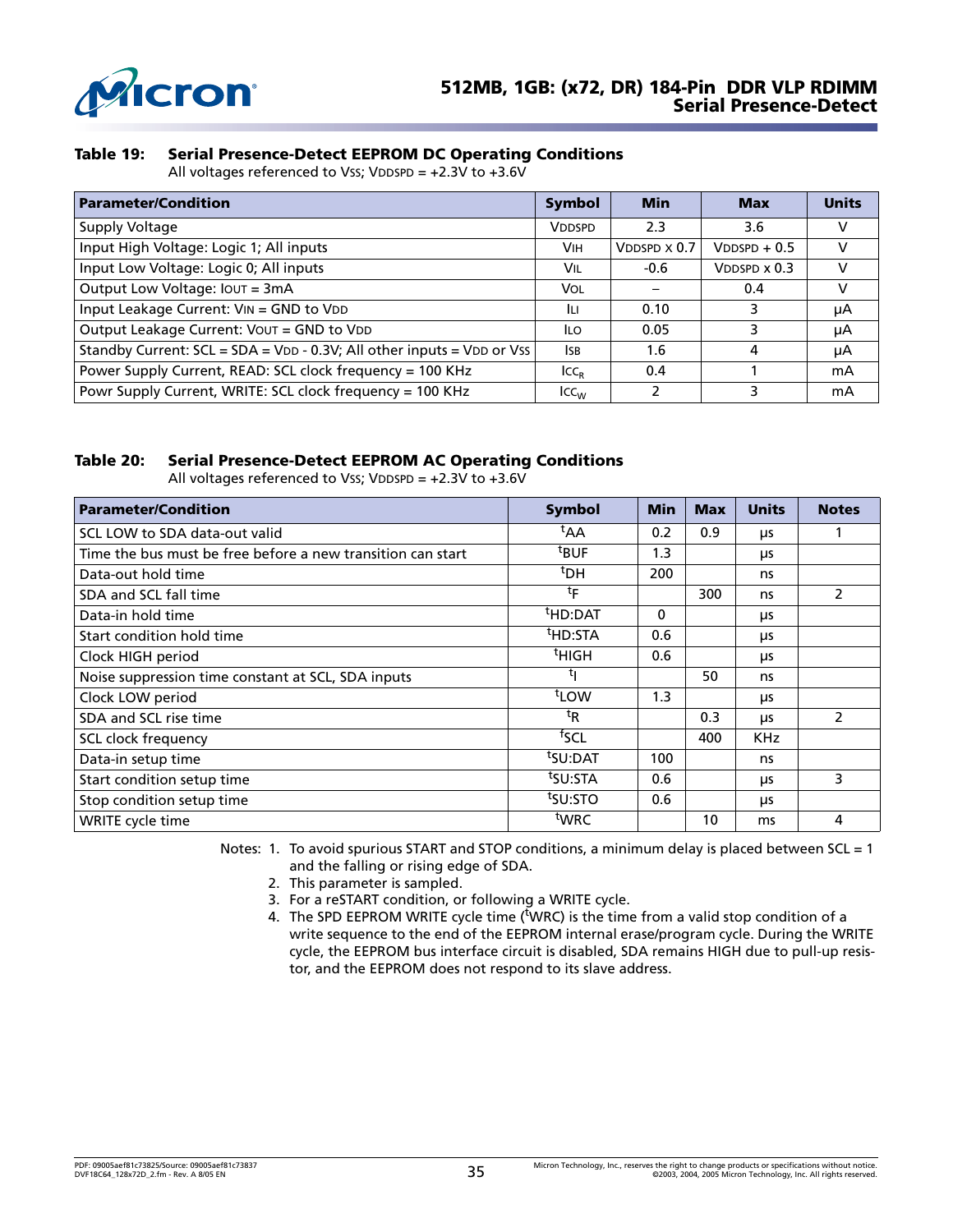### Table 19: Serial Presence-Detect EEPROM DC Operating Conditions

All voltages referenced to VSS; VDDSPD = +2.3V to +3.6V

| Parameter/Condition | Symbol | Min | Max | Units |
|---|---|---|---|---|
| Supply Voltage | VDDSPD | 2.3 | 3.6 | V |
| Input High Voltage: Logic 1; All inputs | VIH | VDDSPD x 0.7 | VDDSPD + 0.5 | V |
| Input Low Voltage: Logic 0; All inputs | VIL | -0.6 | VDDSPD x 0.3 | V |
| Output Low Voltage: IOUT = 3mA | VOL | – | 0.4 | V |
| Input Leakage Current: VIN = GND to VDD | ILI | 0.10 | 3 | µA |
| Output Leakage Current: VOUT = GND to VDD | ILO | 0.05 | 3 | µA |
| Standby Current: SCL = SDA = VDD - 0.3V; All other inputs = VDD or VSS | ISB | 1.6 | 4 | µA |
| Power Supply Current, READ: SCL clock frequency = 100 KHz | $ICC_R$ | 0.4 | 1 | mA |
| Powr Supply Current, WRITE: SCL clock frequency = 100 KHz | $ICC_W$ | 2 | 3 | mA |

### Table 20: Serial Presence-Detect EEPROM AC Operating Conditions

All voltages referenced to VSS; VDDSPD = +2.3V to +3.6V

| Parameter/Condition | Symbol | Min | Max | Units | Notes |
|---|---|---|---|---|---|
| SCL LOW to SDA data-out valid | $^t$AA | 0.2 | 0.9 | µs | 1 |
| Time the bus must be free before a new transition can start | $^t$BUF | 1.3 | | µs | |
| Data-out hold time | $^t$DH | 200 | | ns | |
| SDA and SCL fall time | $^t$F | | 300 | ns | 2 |
| Data-in hold time | $^t$HD:DAT | 0 | | µs | |
| Start condition hold time | $^t$HD:STA | 0.6 | | µs | |
| Clock HIGH period | $^t$HIGH | 0.6 | | µs | |
| Noise suppression time constant at SCL, SDA inputs | $^t$I | | 50 | ns | |
| Clock LOW period | $^t$LOW | 1.3 | | µs | |
| SDA and SCL rise time | $^t$R | | 0.3 | µs | 2 |
| SCL clock frequency | $^f$SCL | | 400 | KHz | |
| Data-in setup time | $^t$SU:DAT | 100 | | ns | |
| Start condition setup time | $^t$SU:STA | 0.6 | | µs | 3 |
| Stop condition setup time | $^t$SU:STO | 0.6 | | µs | |
| WRITE cycle time | $^t$WRC | | 10 | ms | 4 |

Notes:
1. To avoid spurious START and STOP conditions, a minimum delay is placed between SCL = 1 and the falling or rising edge of SDA.
2. This parameter is sampled.
3. For a reSTART condition, or following a WRITE cycle.
4. The SPD EEPROM WRITE cycle time ($^t$WRC) is the time from a valid stop condition of a write sequence to the end of the EEPROM internal erase/program cycle. During the WRITE cycle, the EEPROM bus interface circuit is disabled, SDA remains HIGH due to pull-up resistor, and the EEPROM does not respond to its slave address.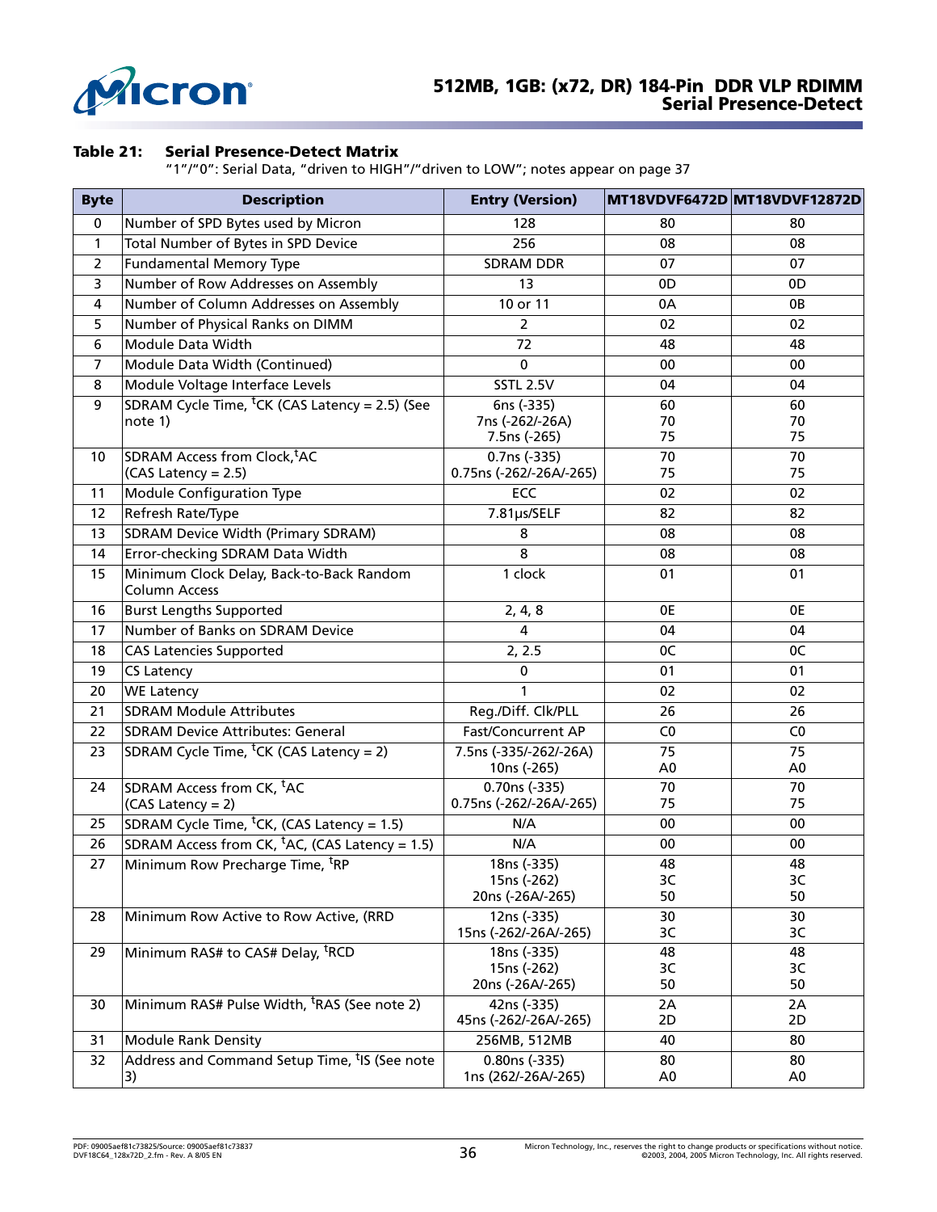**Table 21: Serial Presence-Detect Matrix**

"1"/"0": Serial Data, "driven to HIGH"/"driven to LOW"; notes appear on page 37

| Byte | Description | Entry (Version) | MT18VDVF6472D | MT18VDVF12872D |
|---|---|---|---|---|
| 0 | Number of SPD Bytes used by Micron | 128 | 80 | 80 |
| 1 | Total Number of Bytes in SPD Device | 256 | 08 | 08 |
| 2 | Fundamental Memory Type | SDRAM DDR | 07 | 07 |
| 3 | Number of Row Addresses on Assembly | 13 | 0D | 0D |
| 4 | Number of Column Addresses on Assembly | 10 or 11 | 0A | 0B |
| 5 | Number of Physical Ranks on DIMM | 2 | 02 | 02 |
| 6 | Module Data Width | 72 | 48 | 48 |
| 7 | Module Data Width (Continued) | 0 | 00 | 00 |
| 8 | Module Voltage Interface Levels | SSTL 2.5V | 04 | 04 |
| 9 | SDRAM Cycle Time, $^{t}$CK (CAS Latency = 2.5) (See note 1) | 6ns (-335)<br>7ns (-262/-26A)<br>7.5ns (-265) | 60<br>70<br>75 | 60<br>70<br>75 |
| 10 | SDRAM Access from Clock,$^{t}$AC (CAS Latency = 2.5) | 0.7ns (-335)<br>0.75ns (-262/-26A/-265) | 70<br>75 | 70<br>75 |
| 11 | Module Configuration Type | ECC | 02 | 02 |
| 12 | Refresh Rate/Type | 7.81µs/SELF | 82 | 82 |
| 13 | SDRAM Device Width (Primary SDRAM) | 8 | 08 | 08 |
| 14 | Error-checking SDRAM Data Width | 8 | 08 | 08 |
| 15 | Minimum Clock Delay, Back-to-Back Random Column Access | 1 clock | 01 | 01 |
| 16 | Burst Lengths Supported | 2, 4, 8 | 0E | 0E |
| 17 | Number of Banks on SDRAM Device | 4 | 04 | 04 |
| 18 | CAS Latencies Supported | 2, 2.5 | 0C | 0C |
| 19 | CS Latency | 0 | 01 | 01 |
| 20 | WE Latency | 1 | 02 | 02 |
| 21 | SDRAM Module Attributes | Reg./Diff. Clk/PLL | 26 | 26 |
| 22 | SDRAM Device Attributes: General | Fast/Concurrent AP | C0 | C0 |
| 23 | SDRAM Cycle Time, $^{t}$CK (CAS Latency = 2) | 7.5ns (-335/-262/-26A)<br>10ns (-265) | 75<br>A0 | 75<br>A0 |
| 24 | SDRAM Access from CK, $^{t}$AC (CAS Latency = 2) | 0.70ns (-335)<br>0.75ns (-262/-26A/-265) | 70<br>75 | 70<br>75 |
| 25 | SDRAM Cycle Time, $^{t}$CK, (CAS Latency = 1.5) | N/A | 00 | 00 |
| 26 | SDRAM Access from CK, $^{t}$AC, (CAS Latency = 1.5) | N/A | 00 | 00 |
| 27 | Minimum Row Precharge Time, $^{t}$RP | 18ns (-335)<br>15ns (-262)<br>20ns (-26A/-265) | 48<br>3C<br>50 | 48<br>3C<br>50 |
| 28 | Minimum Row Active to Row Active, (RRD | 12ns (-335)<br>15ns (-262/-26A/-265) | 30<br>3C | 30<br>3C |
| 29 | Minimum RAS# to CAS# Delay, $^{t}$RCD | 18ns (-335)<br>15ns (-262)<br>20ns (-26A/-265) | 48<br>3C<br>50 | 48<br>3C<br>50 |
| 30 | Minimum RAS# Pulse Width, $^{t}$RAS (See note 2) | 42ns (-335)<br>45ns (-262/-26A/-265) | 2A<br>2D | 2A<br>2D |
| 31 | Module Rank Density | 256MB, 512MB | 40 | 80 |
| 32 | Address and Command Setup Time, $^{t}$IS (See note 3) | 0.80ns (-335)<br>1ns (262/-26A/-265) | 80<br>A0 | 80<br>A0 |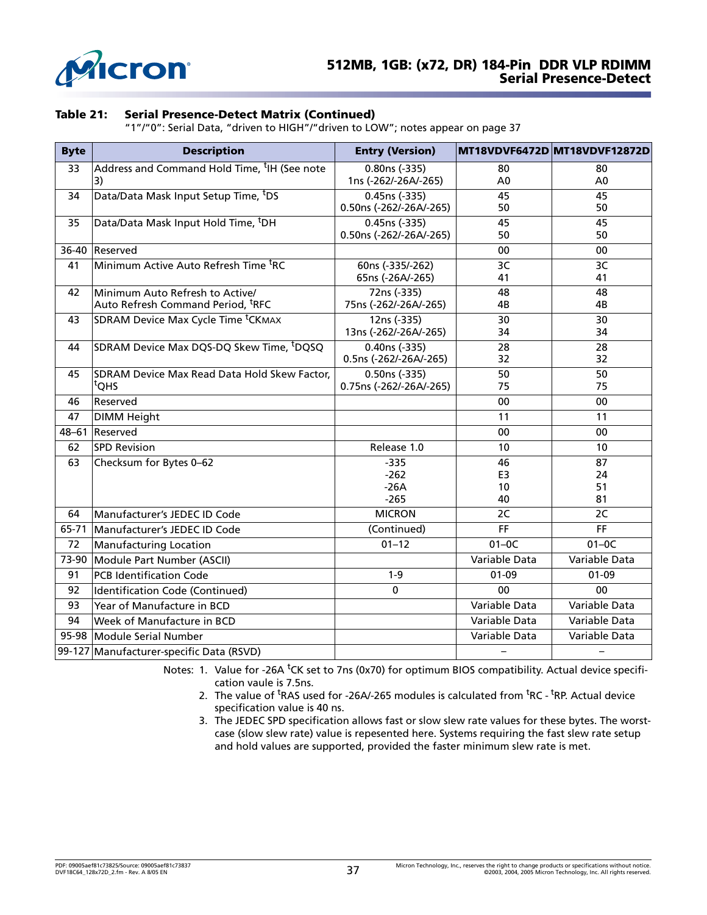**Table 21: Serial Presence-Detect Matrix (Continued)**

"1"/"0": Serial Data, "driven to HIGH"/"driven to LOW"; notes appear on page 37

| Byte | Description | Entry (Version) | MT18VDVF6472D | MT18VDVF12872D |
|---|---|---|---|---|
| 33 | Address and Command Hold Time, $^t$IH (See note 3) | 0.80ns (-335)<br>1ns (-262/-26A/-265) | 80<br>A0 | 80<br>A0 |
| 34 | Data/Data Mask Input Setup Time, $^t$DS | 0.45ns (-335)<br>0.50ns (-262/-26A/-265) | 45<br>50 | 45<br>50 |
| 35 | Data/Data Mask Input Hold Time, $^t$DH | 0.45ns (-335)<br>0.50ns (-262/-26A/-265) | 45<br>50 | 45<br>50 |
| 36-40 | Reserved | | 00 | 00 |
| 41 | Minimum Active Auto Refresh Time $^t$RC | 60ns (-335/-262)<br>65ns (-26A/-265) | 3C<br>41 | 3C<br>41 |
| 42 | Minimum Auto Refresh to Active/ Auto Refresh Command Period, $^t$RFC | 72ns (-335)<br>75ns (-262/-26A/-265) | 48<br>4B | 48<br>4B |
| 43 | SDRAM Device Max Cycle Time $^t$CKMAX | 12ns (-335)<br>13ns (-262/-26A/-265) | 30<br>34 | 30<br>34 |
| 44 | SDRAM Device Max DQS-DQ Skew Time, $^t$DQSQ | 0.40ns (-335)<br>0.5ns (-262/-26A/-265) | 28<br>32 | 28<br>32 |
| 45 | SDRAM Device Max Read Data Hold Skew Factor, $^t$QHS | 0.50ns (-335)<br>0.75ns (-262/-26A/-265) | 50<br>75 | 50<br>75 |
| 46 | Reserved | | 00 | 00 |
| 47 | DIMM Height | | 11 | 11 |
| 48–61 | Reserved | | 00 | 00 |
| 62 | SPD Revision | Release 1.0 | 10 | 10 |
| 63 | Checksum for Bytes 0–62 | -335<br>-262<br>-26A<br>-265 | 46<br>E3<br>10<br>40 | 87<br>24<br>51<br>81 |
| 64 | Manufacturer's JEDEC ID Code | MICRON | 2C | 2C |
| 65-71 | Manufacturer's JEDEC ID Code | (Continued) | FF | FF |
| 72 | Manufacturing Location | 01–12 | 01–0C | 01–0C |
| 73-90 | Module Part Number (ASCII) | | Variable Data | Variable Data |
| 91 | PCB Identification Code | 1-9 | 01-09 | 01-09 |
| 92 | Identification Code (Continued) | 0 | 00 | 00 |
| 93 | Year of Manufacture in BCD | | Variable Data | Variable Data |
| 94 | Week of Manufacture in BCD | | Variable Data | Variable Data |
| 95-98 | Module Serial Number | | Variable Data | Variable Data |
| 99-127 | Manufacturer-specific Data (RSVD) | | – | – |

Notes:
1. Value for -26A $^t$CK set to 7ns (0x70) for optimum BIOS compatibility. Actual device specification vaule is 7.5ns.
2. The value of $^t$RAS used for -26A/-265 modules is calculated from $^t$RC - $^t$RP. Actual device specification value is 40 ns.
3. The JEDEC SPD specification allows fast or slow slew rate values for these bytes. The worst-case (slow slew rate) value is repesented here. Systems requiring the fast slew rate setup and hold values are supported, provided the faster minimum slew rate is met.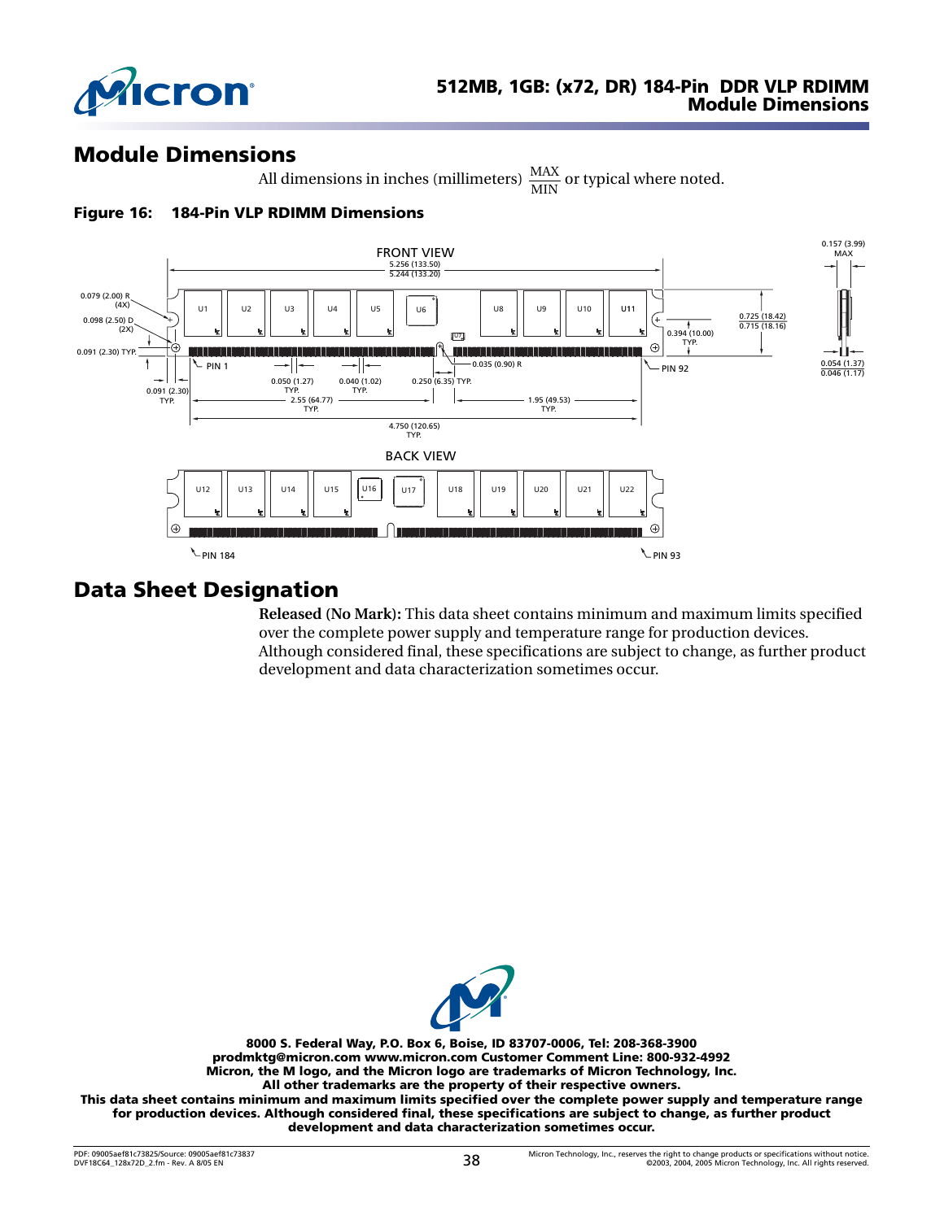## Module Dimensions

All dimensions in inches (millimeters) $\frac{\text{MAX}}{\text{MIN}}$ or typical where noted.

**Figure 16: 184-Pin VLP RDIMM Dimensions**

FRONT VIEW

5.256 (133.50)
5.244 (133.20)

0.079 (2.00) R (4X)

0.098 (2.50) D (2X)

0.091 (2.30) TYP.

U1 U2 U3 U4 U5 U6 U7 U8 U9 U10 U11

PIN 1

0.035 (0.90) R

PIN 92

0.050 (1.27) TYP.

0.040 (1.02) TYP.

0.250 (6.35) TYP.

0.091 (2.30) TYP.

2.55 (64.77) TYP.

1.95 (49.53) TYP.

4.750 (120.65) TYP.

0.394 (10.00) TYP.

0.725 (18.42)
0.715 (18.16)

0.157 (3.99) MAX

0.054 (1.37)
0.046 (1.17)

BACK VIEW

U12 U13 U14 U15 U16 U17 U18 U19 U20 U21 U22

PIN 184

PIN 93

## Data Sheet Designation

**Released (No Mark):** This data sheet contains minimum and maximum limits specified over the complete power supply and temperature range for production devices. Although considered final, these specifications are subject to change, as further product development and data characterization sometimes occur.

**8000 S. Federal Way, P.O. Box 6, Boise, ID 83707-0006, Tel: 208-368-3900**
**prodmktg@micron.com www.micron.com Customer Comment Line: 800-932-4992**
**Micron, the M logo, and the Micron logo are trademarks of Micron Technology, Inc.**
**All other trademarks are the property of their respective owners.**
**This data sheet contains minimum and maximum limits specified over the complete power supply and temperature range for production devices. Although considered final, these specifications are subject to change, as further product development and data characterization sometimes occur.**